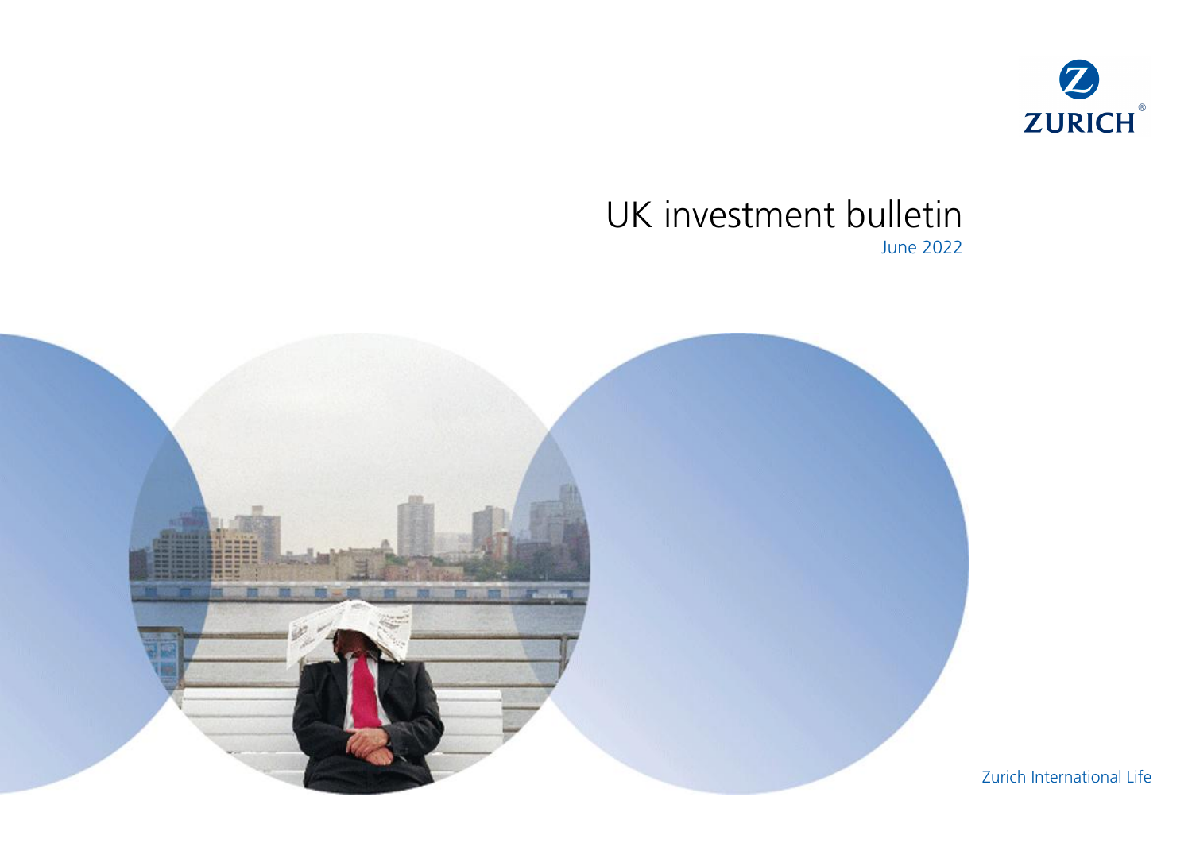ZURICH

# UK investment bulletin

June 2022

Zurich International Life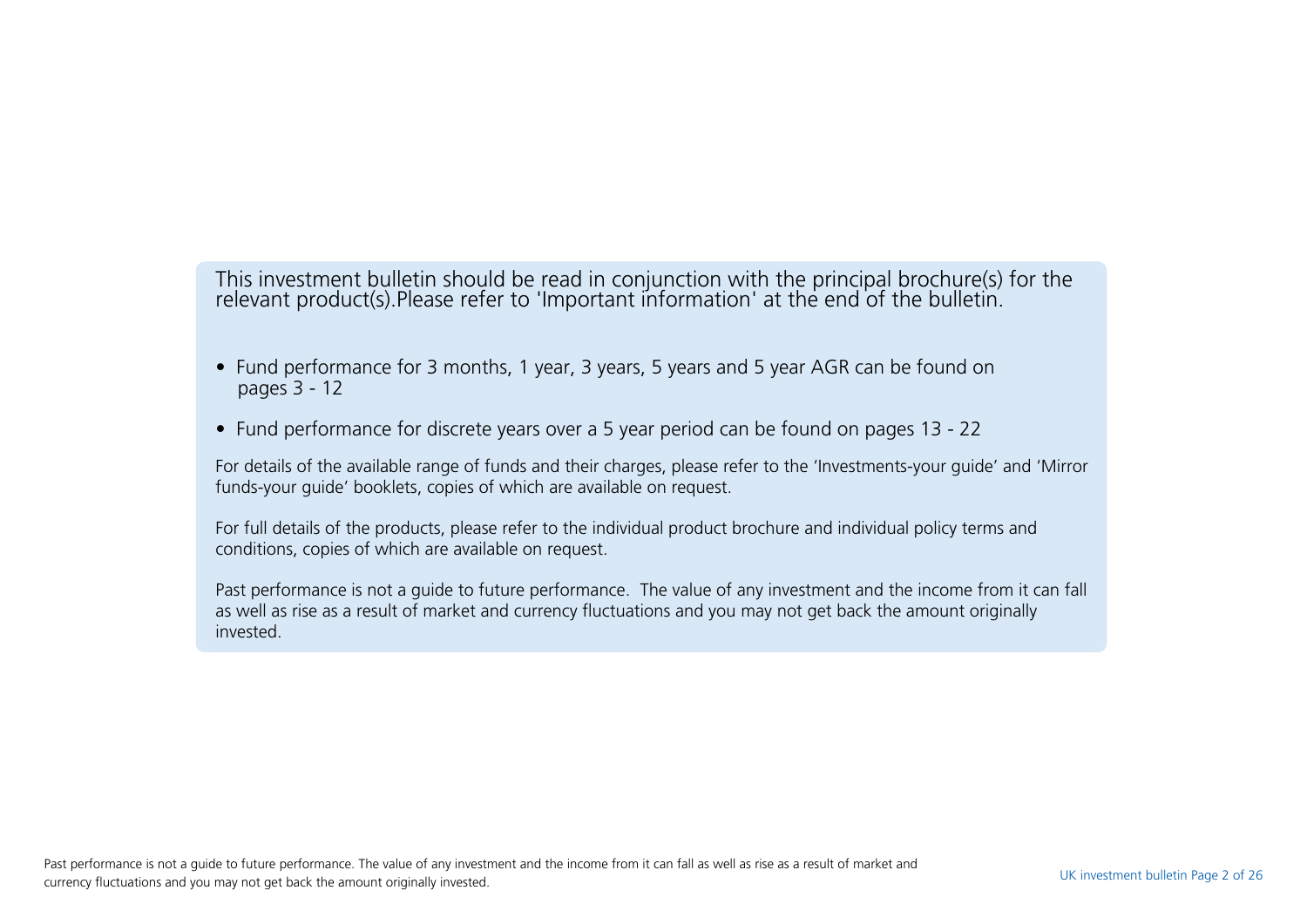This investment bulletin should be read in conjunction with the principal brochure(s) for the relevant product(s).Please refer to 'Important information' at the end of the bulletin.

- Fund performance for 3 months, 1 year, 3 years, 5 years and 5 year AGR can be found on pages 3 - 12
- Fund performance for discrete years over a 5 year period can be found on pages 13 - 22

For details of the available range of funds and their charges, please refer to the 'Investments-your guide' and 'Mirror funds-your guide' booklets, copies of which are available on request.

For full details of the products, please refer to the individual product brochure and individual policy terms and conditions, copies of which are available on request.

Past performance is not a guide to future performance. The value of any investment and the income from it can fall as well as rise as a result of market and currency fluctuations and you may not get back the amount originally invested.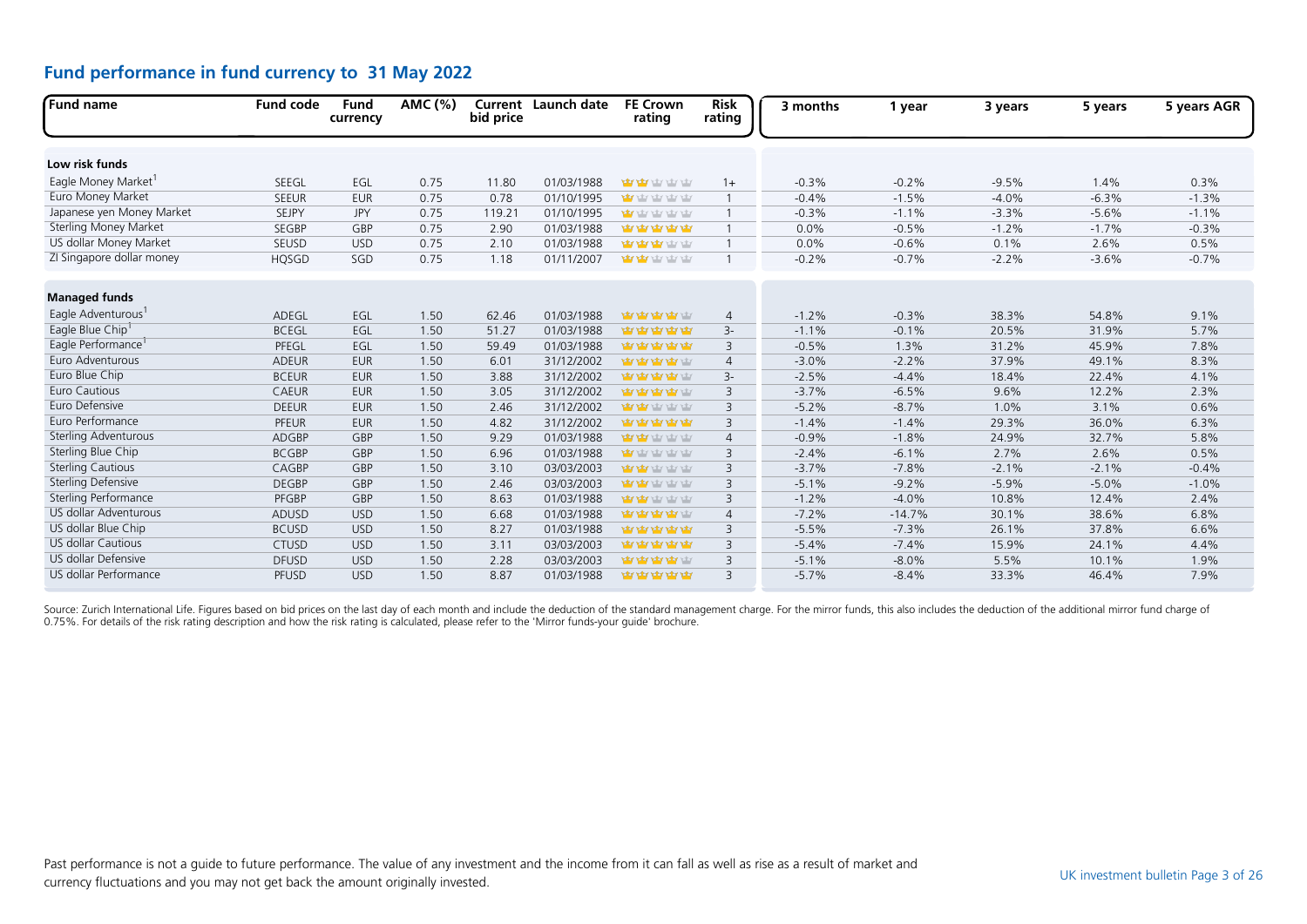## Fund performance in fund currency to 31 May 2022

| Fund name | Fund code | Fund currency | AMC (%) | Current bid price | Launch date | FE Crown rating | Risk rating | 3 months | 1 year | 3 years | 5 years | 5 years AGR |
|---|---|---|---|---|---|---|---|---|---|---|---|---|
| **Low risk funds** | | | | | | | | | | | | |
| Eagle Money Market[1] | SEEGL | EGL | 0.75 | 11.80 | 01/03/1988 | 2 | 1+ | -0.3% | -0.2% | -9.5% | 1.4% | 0.3% |
| Euro Money Market | SEEUR | EUR | 0.75 | 0.78 | 01/10/1995 | 1 | 1 | -0.4% | -1.5% | -4.0% | -6.3% | -1.3% |
| Japanese yen Money Market | SEJPY | JPY | 0.75 | 119.21 | 01/10/1995 | 1 | 1 | -0.3% | -1.1% | -3.3% | -5.6% | -1.1% |
| Sterling Money Market | SEGBP | GBP | 0.75 | 2.90 | 01/03/1988 | 5 | 1 | 0.0% | -0.5% | -1.2% | -1.7% | -0.3% |
| US dollar Money Market | SEUSD | USD | 0.75 | 2.10 | 01/03/1988 | 3 | 1 | 0.0% | -0.6% | 0.1% | 2.6% | 0.5% |
| ZI Singapore dollar money | HQSGD | SGD | 0.75 | 1.18 | 01/11/2007 | 2 | 1 | -0.2% | -0.7% | -2.2% | -3.6% | -0.7% |
| **Managed funds** | | | | | | | | | | | | |
| Eagle Adventurous[1] | ADEGL | EGL | 1.50 | 62.46 | 01/03/1988 | 4 | 4 | -1.2% | -0.3% | 38.3% | 54.8% | 9.1% |
| Eagle Blue Chip[1] | BCEGL | EGL | 1.50 | 51.27 | 01/03/1988 | 5 | 3- | -1.1% | -0.1% | 20.5% | 31.9% | 5.7% |
| Eagle Performance[1] | PFEGL | EGL | 1.50 | 59.49 | 01/03/1988 | 5 | 3 | -0.5% | 1.3% | 31.2% | 45.9% | 7.8% |
| Euro Adventurous | ADEUR | EUR | 1.50 | 6.01 | 31/12/2002 | 4 | 4 | -3.0% | -2.2% | 37.9% | 49.1% | 8.3% |
| Euro Blue Chip | BCEUR | EUR | 1.50 | 3.88 | 31/12/2002 | 4 | 3- | -2.5% | -4.4% | 18.4% | 22.4% | 4.1% |
| Euro Cautious | CAEUR | EUR | 1.50 | 3.05 | 31/12/2002 | 4 | 3 | -3.7% | -6.5% | 9.6% | 12.2% | 2.3% |
| Euro Defensive | DEEUR | EUR | 1.50 | 2.46 | 31/12/2002 | 2 | 3 | -5.2% | -8.7% | 1.0% | 3.1% | 0.6% |
| Euro Performance | PFEUR | EUR | 1.50 | 4.82 | 31/12/2002 | 5 | 3 | -1.4% | -1.4% | 29.3% | 36.0% | 6.3% |
| Sterling Adventurous | ADGBP | GBP | 1.50 | 9.29 | 01/03/1988 | 2 | 4 | -0.9% | -1.8% | 24.9% | 32.7% | 5.8% |
| Sterling Blue Chip | BCGBP | GBP | 1.50 | 6.96 | 01/03/1988 | 1 | 3 | -2.4% | -6.1% | 2.7% | 2.6% | 0.5% |
| Sterling Cautious | CAGBP | GBP | 1.50 | 3.10 | 03/03/2003 | 2 | 3 | -3.7% | -7.8% | -2.1% | -2.1% | -0.4% |
| Sterling Defensive | DEGBP | GBP | 1.50 | 2.46 | 03/03/2003 | 2 | 3 | -5.1% | -9.2% | -5.9% | -5.0% | -1.0% |
| Sterling Performance | PFGBP | GBP | 1.50 | 8.63 | 01/03/1988 | 2 | 3 | -1.2% | -4.0% | 10.8% | 12.4% | 2.4% |
| US dollar Adventurous | ADUSD | USD | 1.50 | 6.68 | 01/03/1988 | 4 | 4 | -7.2% | -14.7% | 30.1% | 38.6% | 6.8% |
| US dollar Blue Chip | BCUSD | USD | 1.50 | 8.27 | 01/03/1988 | 5 | 3 | -5.5% | -7.3% | 26.1% | 37.8% | 6.6% |
| US dollar Cautious | CTUSD | USD | 1.50 | 3.11 | 03/03/2003 | 5 | 3 | -5.4% | -7.4% | 15.9% | 24.1% | 4.4% |
| US dollar Defensive | DFUSD | USD | 1.50 | 2.28 | 03/03/2003 | 4 | 3 | -5.1% | -8.0% | 5.5% | 10.1% | 1.9% |
| US dollar Performance | PFUSD | USD | 1.50 | 8.87 | 01/03/1988 | 5 | 3 | -5.7% | -8.4% | 33.3% | 46.4% | 7.9% |

Source: Zurich International Life. Figures based on bid prices on the last day of each month and include the deduction of the standard management charge. For the mirror funds, this also includes the deduction of the additional mirror fund charge of 0.75%. For details of the risk rating description and how the risk rating is calculated, please refer to the 'Mirror funds-your guide' brochure.

Past performance is not a guide to future performance. The value of any investment and the income from it can fall as well as rise as a result of market and currency fluctuations and you may not get back the amount originally invested.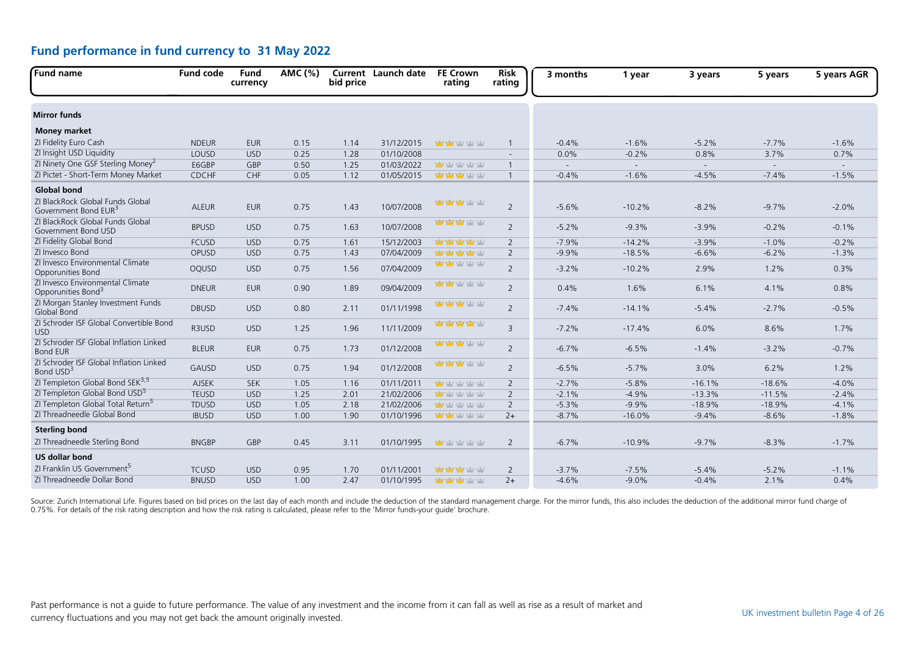## Fund performance in fund currency to 31 May 2022

| Fund name | Fund code | Fund currency | AMC (%) | Current bid price | Launch date | FE Crown rating | Risk rating | 3 months | 1 year | 3 years | 5 years | 5 years AGR |
|---|---|---|---|---|---|---|---|---|---|---|---|---|
| **Mirror funds** | | | | | | | | | | | | |
| **Money market** | | | | | | | | | | | | |
| ZI Fidelity Euro Cash | NDEUR | EUR | 0.15 | 1.14 | 31/12/2015 | 2 | 1 | -0.4% | -1.6% | -5.2% | -7.7% | -1.6% |
| ZI Insight USD Liquidity | LOUSD | USD | 0.25 | 1.28 | 01/10/2008 | | - | 0.0% | -0.2% | 0.8% | 3.7% | 0.7% |
| ZI Ninety One GSF Sterling Money[2] | E6GBP | GBP | 0.50 | 1.25 | 01/03/2022 | 1 | 1 | - | - | - | - | - |
| ZI Pictet - Short-Term Money Market | CDCHF | CHF | 0.05 | 1.12 | 01/05/2015 | 3 | 1 | -0.4% | -1.6% | -4.5% | -7.4% | -1.5% |
| **Global bond** | | | | | | | | | | | | |
| ZI BlackRock Global Funds Global Government Bond EUR[3] | ALEUR | EUR | 0.75 | 1.43 | 10/07/2008 | 3 | 2 | -5.6% | -10.2% | -8.2% | -9.7% | -2.0% |
| ZI BlackRock Global Funds Global Government Bond USD | BPUSD | USD | 0.75 | 1.63 | 10/07/2008 | 3 | 2 | -5.2% | -9.3% | -3.9% | -0.2% | -0.1% |
| ZI Fidelity Global Bond | FCUSD | USD | 0.75 | 1.61 | 15/12/2003 | 4 | 2 | -7.9% | -14.2% | -3.9% | -1.0% | -0.2% |
| ZI Invesco Bond | OPUSD | USD | 0.75 | 1.43 | 07/04/2009 | 4 | 2 | -9.9% | -18.5% | -6.6% | -6.2% | -1.3% |
| ZI Invesco Environmental Climate Opporunities Bond | OQUSD | USD | 0.75 | 1.56 | 07/04/2009 | 2 | 2 | -3.2% | -10.2% | 2.9% | 1.2% | 0.3% |
| ZI Invesco Environmental Climate Opporunities Bond[3] | DNEUR | EUR | 0.90 | 1.89 | 09/04/2009 | 2 | 2 | 0.4% | 1.6% | 6.1% | 4.1% | 0.8% |
| ZI Morgan Stanley Investment Funds Global Bond | DBUSD | USD | 0.80 | 2.11 | 01/11/1998 | 3 | 2 | -7.4% | -14.1% | -5.4% | -2.7% | -0.5% |
| ZI Schroder ISF Global Convertible Bond USD | R3USD | USD | 1.25 | 1.96 | 11/11/2009 | 4 | 3 | -7.2% | -17.4% | 6.0% | 8.6% | 1.7% |
| ZI Schroder ISF Global Inflation Linked Bond EUR | BLEUR | EUR | 0.75 | 1.73 | 01/12/2008 | 3 | 2 | -6.7% | -6.5% | -1.4% | -3.2% | -0.7% |
| ZI Schroder ISF Global Inflation Linked Bond USD[3] | GAUSD | USD | 0.75 | 1.94 | 01/12/2008 | 3 | 2 | -6.5% | -5.7% | 3.0% | 6.2% | 1.2% |
| ZI Templeton Global Bond SEK[3,5] | AJSEK | SEK | 1.05 | 1.16 | 01/11/2011 | 1 | 2 | -2.7% | -5.8% | -16.1% | -18.6% | -4.0% |
| ZI Templeton Global Bond USD[5] | TEUSD | USD | 1.25 | 2.01 | 21/02/2006 | 1 | 2 | -2.1% | -4.9% | -13.3% | -11.5% | -2.4% |
| ZI Templeton Global Total Return[5] | TDUSD | USD | 1.05 | 2.18 | 21/02/2006 | 1 | 2 | -5.3% | -9.9% | -18.9% | -18.9% | -4.1% |
| ZI Threadneedle Global Bond | IBUSD | USD | 1.00 | 1.90 | 01/10/1996 | 2 | 2+ | -8.7% | -16.0% | -9.4% | -8.6% | -1.8% |
| **Sterling bond** | | | | | | | | | | | | |
| ZI Threadneedle Sterling Bond | BNGBP | GBP | 0.45 | 3.11 | 01/10/1995 | 1 | 2 | -6.7% | -10.9% | -9.7% | -8.3% | -1.7% |
| **US dollar bond** | | | | | | | | | | | | |
| ZI Franklin US Government[5] | TCUSD | USD | 0.95 | 1.70 | 01/11/2001 | 3 | 2 | -3.7% | -7.5% | -5.4% | -5.2% | -1.1% |
| ZI Threadneedle Dollar Bond | BNUSD | USD | 1.00 | 2.47 | 01/10/1995 | 3 | 2+ | -4.6% | -9.0% | -0.4% | 2.1% | 0.4% |

Source: Zurich International Life. Figures based on bid prices on the last day of each month and include the deduction of the standard management charge. For the mirror funds, this also includes the deduction of the additional mirror fund charge of 0.75%. For details of the risk rating description and how the risk rating is calculated, please refer to the 'Mirror funds-your guide' brochure.

Past performance is not a guide to future performance. The value of any investment and the income from it can fall as well as rise as a result of market and currency fluctuations and you may not get back the amount originally invested.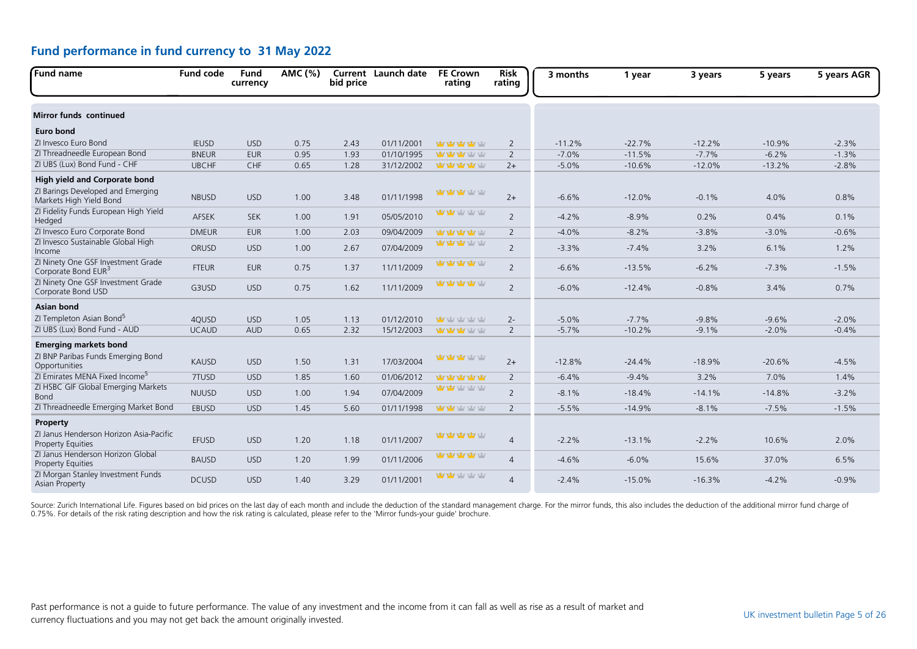## Fund performance in fund currency to 31 May 2022

| Fund name | Fund code | Fund currency | AMC (%) | Current bid price | Launch date | FE Crown rating | Risk rating | 3 months | 1 year | 3 years | 5 years | 5 years AGR |
|---|---|---|---|---|---|---|---|---|---|---|---|---|
| **Mirror funds continued** | | | | | | | | | | | | |
| **Euro bond** | | | | | | | | | | | | |
| ZI Invesco Euro Bond | IEUSD | USD | 0.75 | 2.43 | 01/11/2001 | 4 | 2 | -11.2% | -22.7% | -12.2% | -10.9% | -2.3% |
| ZI Threadneedle European Bond | BNEUR | EUR | 0.95 | 1.93 | 01/10/1995 | 3 | 2 | -7.0% | -11.5% | -7.7% | -6.2% | -1.3% |
| ZI UBS (Lux) Bond Fund - CHF | UBCHF | CHF | 0.65 | 1.28 | 31/12/2002 | 4 | 2+ | -5.0% | -10.6% | -12.0% | -13.2% | -2.8% |
| **High yield and Corporate bond** | | | | | | | | | | | | |
| ZI Barings Developed and Emerging Markets High Yield Bond | NBUSD | USD | 1.00 | 3.48 | 01/11/1998 | 3 | 2+ | -6.6% | -12.0% | -0.1% | 4.0% | 0.8% |
| ZI Fidelity Funds European High Yield Hedged | AFSEK | SEK | 1.00 | 1.91 | 05/05/2010 | 2 | 2 | -4.2% | -8.9% | 0.2% | 0.4% | 0.1% |
| ZI Invesco Euro Corporate Bond | DMEUR | EUR | 1.00 | 2.03 | 09/04/2009 | 4 | 2 | -4.0% | -8.2% | -3.8% | -3.0% | -0.6% |
| ZI Invesco Sustainable Global High Income | ORUSD | USD | 1.00 | 2.67 | 07/04/2009 | 3 | 2 | -3.3% | -7.4% | 3.2% | 6.1% | 1.2% |
| ZI Ninety One GSF Investment Grade Corporate Bond EUR[3] | FTEUR | EUR | 0.75 | 1.37 | 11/11/2009 | 4 | 2 | -6.6% | -13.5% | -6.2% | -7.3% | -1.5% |
| ZI Ninety One GSF Investment Grade Corporate Bond USD | G3USD | USD | 0.75 | 1.62 | 11/11/2009 | 4 | 2 | -6.0% | -12.4% | -0.8% | 3.4% | 0.7% |
| **Asian bond** | | | | | | | | | | | | |
| ZI Templeton Asian Bond[5] | 4QUSD | USD | 1.05 | 1.13 | 01/12/2010 | 1 | 2- | -5.0% | -7.7% | -9.8% | -9.6% | -2.0% |
| ZI UBS (Lux) Bond Fund - AUD | UCAUD | AUD | 0.65 | 2.32 | 15/12/2003 | 3 | 2 | -5.7% | -10.2% | -9.1% | -2.0% | -0.4% |
| **Emerging markets bond** | | | | | | | | | | | | |
| ZI BNP Paribas Funds Emerging Bond Opportunities | KAUSD | USD | 1.50 | 1.31 | 17/03/2004 | 3 | 2+ | -12.8% | -24.4% | -18.9% | -20.6% | -4.5% |
| ZI Emirates MENA Fixed Income[5] | 7TUSD | USD | 1.85 | 1.60 | 01/06/2012 | 5 | 2 | -6.4% | -9.4% | 3.2% | 7.0% | 1.4% |
| ZI HSBC GIF Global Emerging Markets Bond | NUUSD | USD | 1.00 | 1.94 | 07/04/2009 | 2 | 2 | -8.1% | -18.4% | -14.1% | -14.8% | -3.2% |
| ZI Threadneedle Emerging Market Bond | EBUSD | USD | 1.45 | 5.60 | 01/11/1998 | 2 | 2 | -5.5% | -14.9% | -8.1% | -7.5% | -1.5% |
| **Property** | | | | | | | | | | | | |
| ZI Janus Henderson Horizon Asia-Pacific Property Equities | EFUSD | USD | 1.20 | 1.18 | 01/11/2007 | 4 | 4 | -2.2% | -13.1% | -2.2% | 10.6% | 2.0% |
| ZI Janus Henderson Horizon Global Property Equities | BAUSD | USD | 1.20 | 1.99 | 01/11/2006 | 4 | 4 | -4.6% | -6.0% | 15.6% | 37.0% | 6.5% |
| ZI Morgan Stanley Investment Funds Asian Property | DCUSD | USD | 1.40 | 3.29 | 01/11/2001 | 2 | 4 | -2.4% | -15.0% | -16.3% | -4.2% | -0.9% |

Source: Zurich International Life. Figures based on bid prices on the last day of each month and include the deduction of the standard management charge. For the mirror funds, this also includes the deduction of the additional mirror fund charge of 0.75%. For details of the risk rating description and how the risk rating is calculated, please refer to the 'Mirror funds-your guide' brochure.

Past performance is not a guide to future performance. The value of any investment and the income from it can fall as well as rise as a result of market and currency fluctuations and you may not get back the amount originally invested.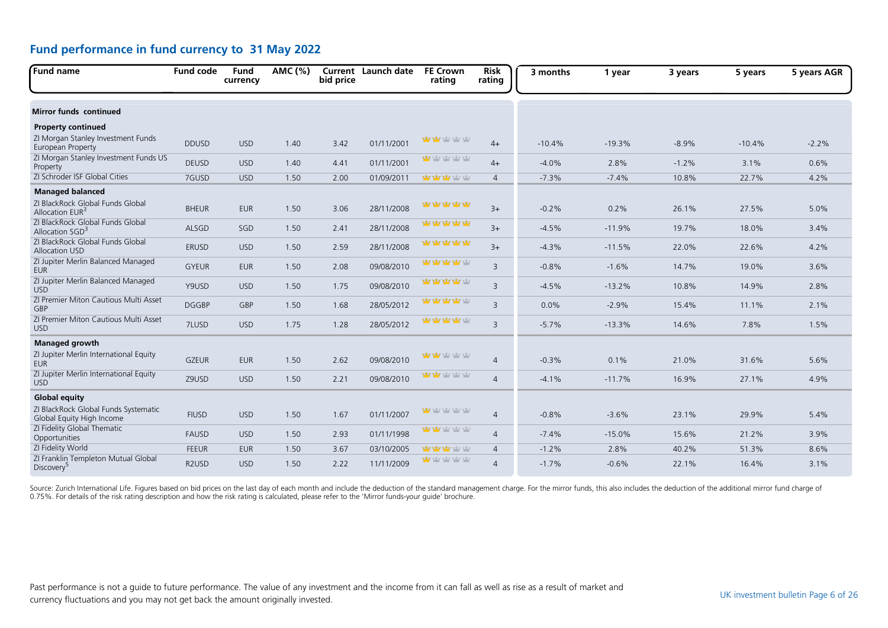## Fund performance in fund currency to 31 May 2022

| Fund name | Fund code | Fund currency | AMC (%) | Current bid price | Launch date | FE Crown rating | Risk rating | 3 months | 1 year | 3 years | 5 years | 5 years AGR |
|---|---|---|---|---|---|---|---|---|---|---|---|---|
| **Mirror funds continued** | | | | | | | | | | | | |
| **Property continued** | | | | | | | | | | | | |
| ZI Morgan Stanley Investment Funds European Property | DDUSD | USD | 1.40 | 3.42 | 01/11/2001 | 2 | 4+ | -10.4% | -19.3% | -8.9% | -10.4% | -2.2% |
| ZI Morgan Stanley Investment Funds US Property | DEUSD | USD | 1.40 | 4.41 | 01/11/2001 | 1 | 4+ | -4.0% | 2.8% | -1.2% | 3.1% | 0.6% |
| ZI Schroder ISF Global Cities | 7GUSD | USD | 1.50 | 2.00 | 01/09/2011 | 3 | 4 | -7.3% | -7.4% | 10.8% | 22.7% | 4.2% |
| **Managed balanced** | | | | | | | | | | | | |
| ZI BlackRock Global Funds Global Allocation EUR[3] | BHEUR | EUR | 1.50 | 3.06 | 28/11/2008 | 5 | 3+ | -0.2% | 0.2% | 26.1% | 27.5% | 5.0% |
| ZI BlackRock Global Funds Global Allocation SGD[3] | ALSGD | SGD | 1.50 | 2.41 | 28/11/2008 | 5 | 3+ | -4.5% | -11.9% | 19.7% | 18.0% | 3.4% |
| ZI BlackRock Global Funds Global Allocation USD | ERUSD | USD | 1.50 | 2.59 | 28/11/2008 | 5 | 3+ | -4.3% | -11.5% | 22.0% | 22.6% | 4.2% |
| ZI Jupiter Merlin Balanced Managed EUR | GYEUR | EUR | 1.50 | 2.08 | 09/08/2010 | 4 | 3 | -0.8% | -1.6% | 14.7% | 19.0% | 3.6% |
| ZI Jupiter Merlin Balanced Managed USD | Y9USD | USD | 1.50 | 1.75 | 09/08/2010 | 4 | 3 | -4.5% | -13.2% | 10.8% | 14.9% | 2.8% |
| ZI Premier Miton Cautious Multi Asset GBP | DGGBP | GBP | 1.50 | 1.68 | 28/05/2012 | 4 | 3 | 0.0% | -2.9% | 15.4% | 11.1% | 2.1% |
| ZI Premier Miton Cautious Multi Asset USD | 7LUSD | USD | 1.75 | 1.28 | 28/05/2012 | 4 | 3 | -5.7% | -13.3% | 14.6% | 7.8% | 1.5% |
| **Managed growth** | | | | | | | | | | | | |
| ZI Jupiter Merlin International Equity EUR | GZEUR | EUR | 1.50 | 2.62 | 09/08/2010 | 2 | 4 | -0.3% | 0.1% | 21.0% | 31.6% | 5.6% |
| ZI Jupiter Merlin International Equity USD | Z9USD | USD | 1.50 | 2.21 | 09/08/2010 | 2 | 4 | -4.1% | -11.7% | 16.9% | 27.1% | 4.9% |
| **Global equity** | | | | | | | | | | | | |
| ZI BlackRock Global Funds Systematic Global Equity High Income | FIUSD | USD | 1.50 | 1.67 | 01/11/2007 | 1 | 4 | -0.8% | -3.6% | 23.1% | 29.9% | 5.4% |
| ZI Fidelity Global Thematic Opportunities | FAUSD | USD | 1.50 | 2.93 | 01/11/1998 | 2 | 4 | -7.4% | -15.0% | 15.6% | 21.2% | 3.9% |
| ZI Fidelity World | FEEUR | EUR | 1.50 | 3.67 | 03/10/2005 | 3 | 4 | -1.2% | 2.8% | 40.2% | 51.3% | 8.6% |
| ZI Franklin Templeton Mutual Global Discovery[5] | R2USD | USD | 1.50 | 2.22 | 11/11/2009 | 1 | 4 | -1.7% | -0.6% | 22.1% | 16.4% | 3.1% |

Source: Zurich International Life. Figures based on bid prices on the last day of each month and include the deduction of the standard management charge. For the mirror funds, this also includes the deduction of the additional mirror fund charge of 0.75%. For details of the risk rating description and how the risk rating is calculated, please refer to the 'Mirror funds-your guide' brochure.

Past performance is not a guide to future performance. The value of any investment and the income from it can fall as well as rise as a result of market and currency fluctuations and you may not get back the amount originally invested.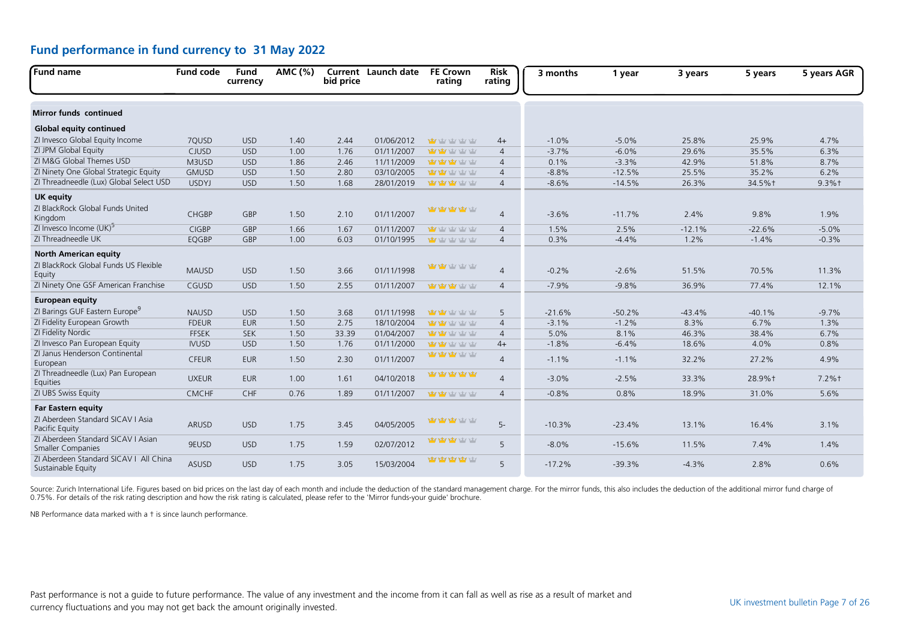## Fund performance in fund currency to 31 May 2022

| Fund name | Fund code | Fund currency | AMC (%) | Current bid price | Launch date | FE Crown rating | Risk rating | 3 months | 1 year | 3 years | 5 years | 5 years AGR |
|---|---|---|---|---|---|---|---|---|---|---|---|---|
| **Mirror funds continued** | | | | | | | | | | | | |
| **Global equity continued** | | | | | | | | | | | | |
| ZI Invesco Global Equity Income | 7QUSD | USD | 1.40 | 2.44 | 01/06/2012 | 1 | 4+ | -1.0% | -5.0% | 25.8% | 25.9% | 4.7% |
| ZI JPM Global Equity | CJUSD | USD | 1.00 | 1.76 | 01/11/2007 | 2 | 4 | -3.7% | -6.0% | 29.6% | 35.5% | 6.3% |
| ZI M&G Global Themes USD | M3USD | USD | 1.86 | 2.46 | 11/11/2009 | 3 | 4 | 0.1% | -3.3% | 42.9% | 51.8% | 8.7% |
| ZI Ninety One Global Strategic Equity | GMUSD | USD | 1.50 | 2.80 | 03/10/2005 | 3 | 4 | -8.8% | -12.5% | 25.5% | 35.2% | 6.2% |
| ZI Threadneedle (Lux) Global Select USD | USDYJ | USD | 1.50 | 1.68 | 28/01/2019 | 3 | 4 | -8.6% | -14.5% | 26.3% | 34.5%† | 9.3%† |
| **UK equity** | | | | | | | | | | | | |
| ZI BlackRock Global Funds United Kingdom | CHGBP | GBP | 1.50 | 2.10 | 01/11/2007 | 4 | 4 | -3.6% | -11.7% | 2.4% | 9.8% | 1.9% |
| ZI Invesco Income (UK)[5] | CIGBP | GBP | 1.66 | 1.67 | 01/11/2007 | 1 | 4 | 1.5% | 2.5% | -12.1% | -22.6% | -5.0% |
| ZI Threadneedle UK | EQGBP | GBP | 1.00 | 6.03 | 01/10/1995 | 1 | 4 | 0.3% | -4.4% | 1.2% | -1.4% | -0.3% |
| **North American equity** | | | | | | | | | | | | |
| ZI BlackRock Global Funds US Flexible Equity | MAUSD | USD | 1.50 | 3.66 | 01/11/1998 | 2 | 4 | -0.2% | -2.6% | 51.5% | 70.5% | 11.3% |
| ZI Ninety One GSF American Franchise | CGUSD | USD | 1.50 | 2.55 | 01/11/2007 | 3 | 4 | -7.9% | -9.8% | 36.9% | 77.4% | 12.1% |
| **European equity** | | | | | | | | | | | | |
| ZI Barings GUF Eastern Europe[9] | NAUSD | USD | 1.50 | 3.68 | 01/11/1998 | 2 | 5 | -21.6% | -50.2% | -43.4% | -40.1% | -9.7% |
| ZI Fidelity European Growth | FDEUR | EUR | 1.50 | 2.75 | 18/10/2004 | 2 | 4 | -3.1% | -1.2% | 8.3% | 6.7% | 1.3% |
| ZI Fidelity Nordic | FFSEK | SEK | 1.50 | 33.39 | 01/04/2007 | 2 | 4 | 5.0% | 8.1% | 46.3% | 38.4% | 6.7% |
| ZI Invesco Pan European Equity | IVUSD | USD | 1.50 | 1.76 | 01/11/2000 | 2 | 4+ | -1.8% | -6.4% | 18.6% | 4.0% | 0.8% |
| ZI Janus Henderson Continental European | CFEUR | EUR | 1.50 | 2.30 | 01/11/2007 | 4 | 4 | -1.1% | -1.1% | 32.2% | 27.2% | 4.9% |
| ZI Threadneedle (Lux) Pan European Equities | UXEUR | EUR | 1.00 | 1.61 | 04/10/2018 | 5 | 4 | -3.0% | -2.5% | 33.3% | 28.9%† | 7.2%† |
| ZI UBS Swiss Equity | CMCHF | CHF | 0.76 | 1.89 | 01/11/2007 | 2 | 4 | -0.8% | 0.8% | 18.9% | 31.0% | 5.6% |
| **Far Eastern equity** | | | | | | | | | | | | |
| ZI Aberdeen Standard SICAV I Asia Pacific Equity | ARUSD | USD | 1.75 | 3.45 | 04/05/2005 | 3 | 5- | -10.3% | -23.4% | 13.1% | 16.4% | 3.1% |
| ZI Aberdeen Standard SICAV I Asian Smaller Companies | 9EUSD | USD | 1.75 | 1.59 | 02/07/2012 | 3 | 5 | -8.0% | -15.6% | 11.5% | 7.4% | 1.4% |
| ZI Aberdeen Standard SICAV I All China Sustainable Equity | ASUSD | USD | 1.75 | 3.05 | 15/03/2004 | 4 | 5 | -17.2% | -39.3% | -4.3% | 2.8% | 0.6% |

Source: Zurich International Life. Figures based on bid prices on the last day of each month and include the deduction of the standard management charge. For the mirror funds, this also includes the deduction of the additional mirror fund charge of 0.75%. For details of the risk rating description and how the risk rating is calculated, please refer to the 'Mirror funds-your guide' brochure.

NB Performance data marked with a † is since launch performance.

Past performance is not a guide to future performance. The value of any investment and the income from it can fall as well as rise as a result of market and currency fluctuations and you may not get back the amount originally invested.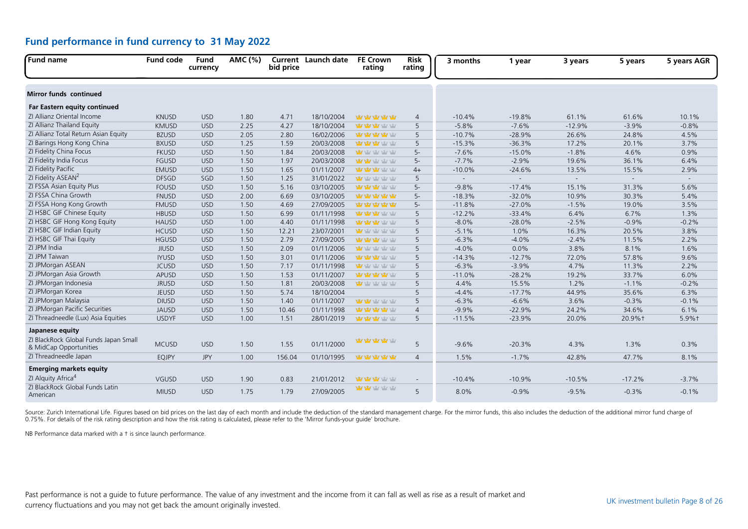## Fund performance in fund currency to 31 May 2022

| Fund name | Fund code | Fund currency | AMC (%) | Current bid price | Launch date | FE Crown rating | Risk rating | 3 months | 1 year | 3 years | 5 years | 5 years AGR |
|---|---|---|---|---|---|---|---|---|---|---|---|---|
| **Mirror funds continued** | | | | | | | | | | | | |
| **Far Eastern equity continued** | | | | | | | | | | | | |
| ZI Allianz Oriental Income | KNUSD | USD | 1.80 | 4.71 | 18/10/2004 | 5 crowns | 4 | -10.4% | -19.8% | 61.1% | 61.6% | 10.1% |
| ZI Allianz Thailand Equity | KMUSD | USD | 2.25 | 4.27 | 18/10/2004 | 3 crowns | 5 | -5.8% | -7.6% | -12.9% | -3.9% | -0.8% |
| ZI Allianz Total Return Asian Equity | BZUSD | USD | 2.05 | 2.80 | 16/02/2006 | 4 crowns | 5 | -10.7% | -28.9% | 26.6% | 24.8% | 4.5% |
| ZI Barings Hong Kong China | BXUSD | USD | 1.25 | 1.59 | 20/03/2008 | 3 crowns | 5 | -15.3% | -36.3% | 17.2% | 20.1% | 3.7% |
| ZI Fidelity China Focus | FKUSD | USD | 1.50 | 1.84 | 20/03/2008 | 1 crown | 5- | -7.6% | -15.0% | -1.8% | 4.6% | 0.9% |
| ZI Fidelity India Focus | FGUSD | USD | 1.50 | 1.97 | 20/03/2008 | 2 crowns | 5- | -7.7% | -2.9% | 19.6% | 36.1% | 6.4% |
| ZI Fidelity Pacific | EMUSD | USD | 1.50 | 1.65 | 01/11/2007 | 3 crowns | 4+ | -10.0% | -24.6% | 13.5% | 15.5% | 2.9% |
| ZI Fidelity ASEAN[2] | DFSGD | SGD | 1.50 | 1.25 | 31/01/2022 | 1 crown | 5 | - | - | - | - | - |
| ZI FSSA Asian Equity Plus | FOUSD | USD | 1.50 | 5.16 | 03/10/2005 | 3 crowns | 5- | -9.8% | -17.4% | 15.1% | 31.3% | 5.6% |
| ZI FSSA China Growth | FNUSD | USD | 2.00 | 6.69 | 03/10/2005 | 5 crowns | 5- | -18.3% | -32.0% | 10.9% | 30.3% | 5.4% |
| ZI FSSA Hong Kong Growth | FMUSD | USD | 1.50 | 4.69 | 27/09/2005 | 5 crowns | 5- | -11.8% | -27.0% | -1.5% | 19.0% | 3.5% |
| ZI HSBC GIF Chinese Equity | HBUSD | USD | 1.50 | 6.99 | 01/11/1998 | 3 crowns | 5 | -12.2% | -33.4% | 6.4% | 6.7% | 1.3% |
| ZI HSBC GIF Hong Kong Equity | HAUSD | USD | 1.00 | 4.40 | 01/11/1998 | 3 crowns | 5 | -8.0% | -28.0% | -2.5% | -0.9% | -0.2% |
| ZI HSBC GIF Indian Equity | HCUSD | USD | 1.50 | 12.21 | 23/07/2001 | 1 crown | 5 | -5.1% | 1.0% | 16.3% | 20.5% | 3.8% |
| ZI HSBC GIF Thai Equity | HGUSD | USD | 1.50 | 2.79 | 27/09/2005 | 3 crowns | 5 | -6.3% | -4.0% | -2.4% | 11.5% | 2.2% |
| ZI JPM India | JIUSD | USD | 1.50 | 2.09 | 01/11/2006 | 1 crown | 5 | -4.0% | 0.0% | 3.8% | 8.1% | 1.6% |
| ZI JPM Taiwan | IYUSD | USD | 1.50 | 3.01 | 01/11/2006 | 3 crowns | 5 | -14.3% | -12.7% | 72.0% | 57.8% | 9.6% |
| ZI JPMorgan ASEAN | JCUSD | USD | 1.50 | 7.17 | 01/11/1998 | 1 crown | 5 | -6.3% | -3.9% | 4.7% | 11.3% | 2.2% |
| ZI JPMorgan Asia Growth | APUSD | USD | 1.50 | 1.53 | 01/11/2007 | 4 crowns | 5 | -11.0% | -28.2% | 19.2% | 33.7% | 6.0% |
| ZI JPMorgan Indonesia | JRUSD | USD | 1.50 | 1.81 | 20/03/2008 | 1 crown | 5 | 4.4% | 15.5% | 1.2% | -1.1% | -0.2% |
| ZI JPMorgan Korea | JEUSD | USD | 1.50 | 5.74 | 18/10/2004 | | 5 | -4.4% | -17.7% | 44.9% | 35.6% | 6.3% |
| ZI JPMorgan Malaysia | DIUSD | USD | 1.50 | 1.40 | 01/11/2007 | 2 crowns | 5 | -6.3% | -6.6% | 3.6% | -0.3% | -0.1% |
| ZI JPMorgan Pacific Securities | JAUSD | USD | 1.50 | 10.46 | 01/11/1998 | 4 crowns | 4 | -9.9% | -22.9% | 24.2% | 34.6% | 6.1% |
| ZI Threadneedle (Lux) Asia Equities | USDYF | USD | 1.00 | 1.51 | 28/01/2019 | 3 crowns | 5 | -11.5% | -23.9% | 20.0% | 20.9%† | 5.9%† |
| **Japanese equity** | | | | | | | | | | | | |
| ZI BlackRock Global Funds Japan Small & MidCap Opportunities | MCUSD | USD | 1.50 | 1.55 | 01/11/2000 | 4 crowns | 5 | -9.6% | -20.3% | 4.3% | 1.3% | 0.3% |
| ZI Threadneedle Japan | EQJPY | JPY | 1.00 | 156.04 | 01/10/1995 | 5 crowns | 4 | 1.5% | -1.7% | 42.8% | 47.7% | 8.1% |
| **Emerging markets equity** | | | | | | | | | | | | |
| ZI Alquity Africa[4] | VGUSD | USD | 1.90 | 0.83 | 21/01/2012 | 3 crowns | - | -10.4% | -10.9% | -10.5% | -17.2% | -3.7% |
| ZI BlackRock Global Funds Latin American | MIUSD | USD | 1.75 | 1.79 | 27/09/2005 | 2 crowns | 5 | 8.0% | -0.9% | -9.5% | -0.3% | -0.1% |

Source: Zurich International Life. Figures based on bid prices on the last day of each month and include the deduction of the standard management charge. For the mirror funds, this also includes the deduction of the additional mirror fund charge of 0.75%. For details of the risk rating description and how the risk rating is calculated, please refer to the 'Mirror funds-your guide' brochure.

NB Performance data marked with a † is since launch performance.

Past performance is not a guide to future performance. The value of any investment and the income from it can fall as well as rise as a result of market and currency fluctuations and you may not get back the amount originally invested.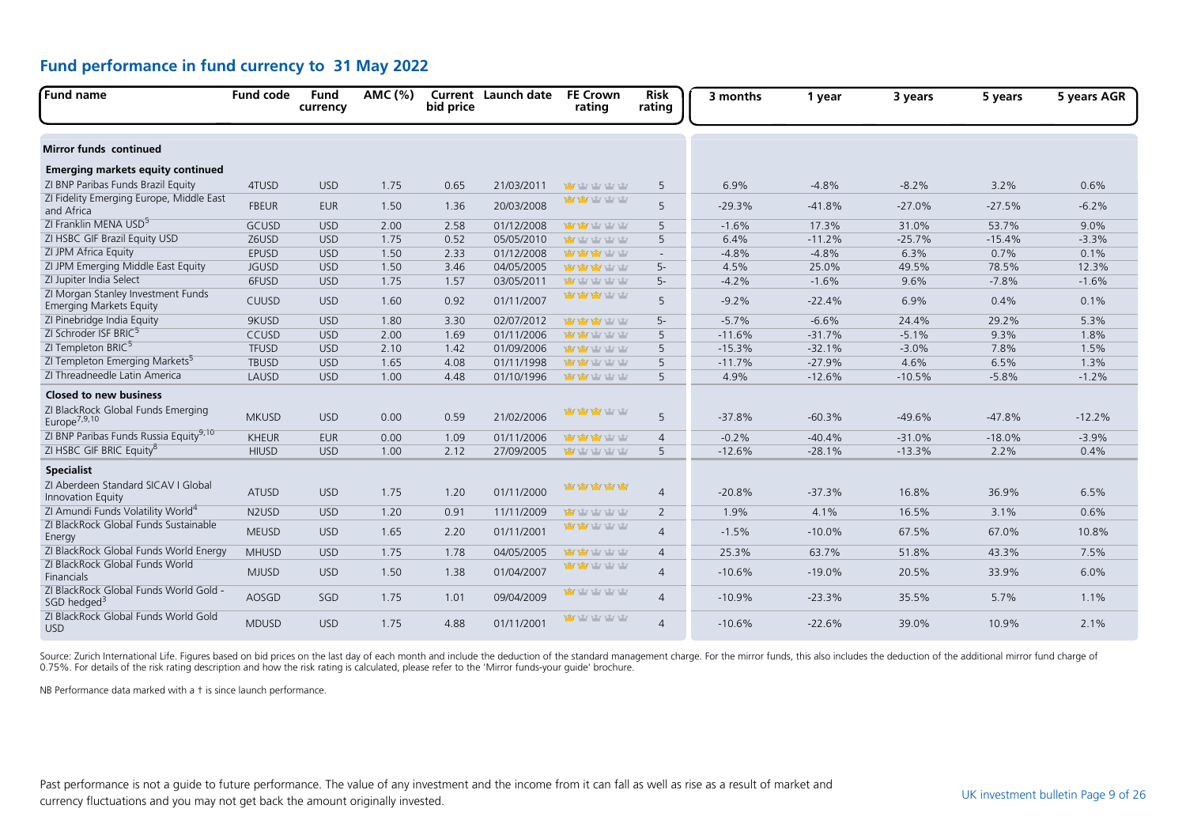## Fund performance in fund currency to 31 May 2022

| Fund name | Fund code | Fund currency | AMC (%) | Current bid price | Launch date | FE Crown rating | Risk rating | 3 months | 1 year | 3 years | 5 years | 5 years AGR |
|---|---|---|---|---|---|---|---|---|---|---|---|---|
| **Mirror funds continued** | | | | | | | | | | | | |
| **Emerging markets equity continued** | | | | | | | | | | | | |
| ZI BNP Paribas Funds Brazil Equity | 4TUSD | USD | 1.75 | 0.65 | 21/03/2011 | 1/5 | 5 | 6.9% | -4.8% | -8.2% | 3.2% | 0.6% |
| ZI Fidelity Emerging Europe, Middle East and Africa | FBEUR | EUR | 1.50 | 1.36 | 20/03/2008 | 2/5 | 5 | -29.3% | -41.8% | -27.0% | -27.5% | -6.2% |
| ZI Franklin MENA USD[5] | GCUSD | USD | 2.00 | 2.58 | 01/12/2008 | 2/5 | 5 | -1.6% | 17.3% | 31.0% | 53.7% | 9.0% |
| ZI HSBC GIF Brazil Equity USD | Z6USD | USD | 1.75 | 0.52 | 05/05/2010 | 1/5 | 5 | 6.4% | -11.2% | -25.7% | -15.4% | -3.3% |
| ZI JPM Africa Equity | EPUSD | USD | 1.50 | 2.33 | 01/12/2008 | 3/5 | - | -4.8% | -4.8% | 6.3% | 0.7% | 0.1% |
| ZI JPM Emerging Middle East Equity | JGUSD | USD | 1.50 | 3.46 | 04/05/2005 | 3/5 | 5- | 4.5% | 25.0% | 49.5% | 78.5% | 12.3% |
| ZI Jupiter India Select | 6FUSD | USD | 1.75 | 1.57 | 03/05/2011 | 1/5 | 5- | -4.2% | -1.6% | 9.6% | -7.8% | -1.6% |
| ZI Morgan Stanley Investment Funds Emerging Markets Equity | CUUSD | USD | 1.60 | 0.92 | 01/11/2007 | 3/5 | 5 | -9.2% | -22.4% | 6.9% | 0.4% | 0.1% |
| ZI Pinebridge India Equity | 9KUSD | USD | 1.80 | 3.30 | 02/07/2012 | 3/5 | 5- | -5.7% | -6.6% | 24.4% | 29.2% | 5.3% |
| ZI Schroder ISF BRIC[5] | CCUSD | USD | 2.00 | 1.69 | 01/11/2006 | 2/5 | 5 | -11.6% | -31.7% | -5.1% | 9.3% | 1.8% |
| ZI Templeton BRIC[5] | TFUSD | USD | 2.10 | 1.42 | 01/09/2006 | 2/5 | 5 | -15.3% | -32.1% | -3.0% | 7.8% | 1.5% |
| ZI Templeton Emerging Markets[5] | TBUSD | USD | 1.65 | 4.08 | 01/11/1998 | 2/5 | 5 | -11.7% | -27.9% | 4.6% | 6.5% | 1.3% |
| ZI Threadneedle Latin America | LAUSD | USD | 1.00 | 4.48 | 01/10/1996 | 2/5 | 5 | 4.9% | -12.6% | -10.5% | -5.8% | -1.2% |
| **Closed to new business** | | | | | | | | | | | | |
| ZI BlackRock Global Funds Emerging Europe[7,9,10] | MKUSD | USD | 0.00 | 0.59 | 21/02/2006 | 3/5 | 5 | -37.8% | -60.3% | -49.6% | -47.8% | -12.2% |
| ZI BNP Paribas Funds Russia Equity[9,10] | KHEUR | EUR | 0.00 | 1.09 | 01/11/2006 | 3/5 | 4 | -0.2% | -40.4% | -31.0% | -18.0% | -3.9% |
| ZI HSBC GIF BRIC Equity[8] | HIUSD | USD | 1.00 | 2.12 | 27/09/2005 | 1/5 | 5 | -12.6% | -28.1% | -13.3% | 2.2% | 0.4% |
| **Specialist** | | | | | | | | | | | | |
| ZI Aberdeen Standard SICAV I Global Innovation Equity | ATUSD | USD | 1.75 | 1.20 | 01/11/2000 | 5/5 | 4 | -20.8% | -37.3% | 16.8% | 36.9% | 6.5% |
| ZI Amundi Funds Volatility World[4] | N2USD | USD | 1.20 | 0.91 | 11/11/2009 | 1/5 | 2 | 1.9% | 4.1% | 16.5% | 3.1% | 0.6% |
| ZI BlackRock Global Funds Sustainable Energy | MEUSD | USD | 1.65 | 2.20 | 01/11/2001 | 2/5 | 4 | -1.5% | -10.0% | 67.5% | 67.0% | 10.8% |
| ZI BlackRock Global Funds World Energy | MHUSD | USD | 1.75 | 1.78 | 04/05/2005 | 2/5 | 4 | 25.3% | 63.7% | 51.8% | 43.3% | 7.5% |
| ZI BlackRock Global Funds World Financials | MJUSD | USD | 1.50 | 1.38 | 01/04/2007 | 2/5 | 4 | -10.6% | -19.0% | 20.5% | 33.9% | 6.0% |
| ZI BlackRock Global Funds World Gold - SGD hedged[3] | AOSGD | SGD | 1.75 | 1.01 | 09/04/2009 | 1/5 | 4 | -10.9% | -23.3% | 35.5% | 5.7% | 1.1% |
| ZI BlackRock Global Funds World Gold USD | MDUSD | USD | 1.75 | 4.88 | 01/11/2001 | 1/5 | 4 | -10.6% | -22.6% | 39.0% | 10.9% | 2.1% |

Source: Zurich International Life. Figures based on bid prices on the last day of each month and include the deduction of the standard management charge. For the mirror funds, this also includes the deduction of the additional mirror fund charge of 0.75%. For details of the risk rating description and how the risk rating is calculated, please refer to the 'Mirror funds-your guide' brochure.

NB Performance data marked with a † is since launch performance.

Past performance is not a guide to future performance. The value of any investment and the income from it can fall as well as rise as a result of market and currency fluctuations and you may not get back the amount originally invested.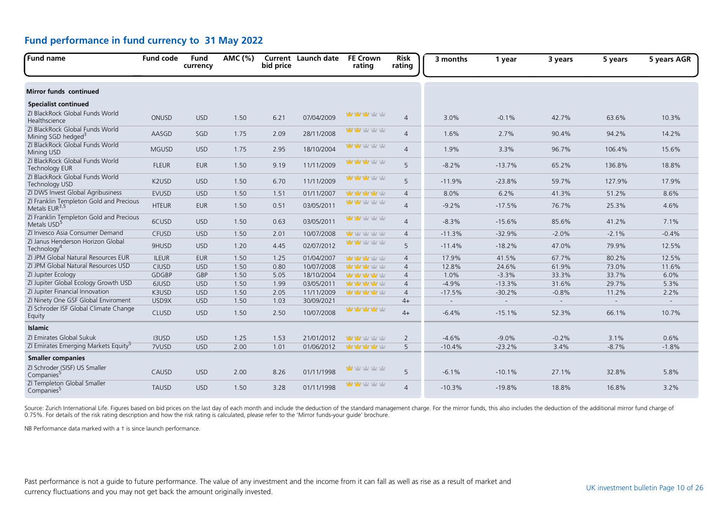## Fund performance in fund currency to 31 May 2022

| Fund name | Fund code | Fund currency | AMC (%) | Current bid price | Launch date | FE Crown rating | Risk rating | 3 months | 1 year | 3 years | 5 years | 5 years AGR |
|---|---|---|---|---|---|---|---|---|---|---|---|---|
| **Mirror funds continued** | | | | | | | | | | | | |
| **Specialist continued** | | | | | | | | | | | | |
| ZI BlackRock Global Funds World Healthscience | ONUSD | USD | 1.50 | 6.21 | 07/04/2009 | 3 | 4 | 3.0% | -0.1% | 42.7% | 63.6% | 10.3% |
| ZI BlackRock Global Funds World Mining SGD hedged[3] | AASGD | SGD | 1.75 | 2.09 | 28/11/2008 | 2 | 4 | 1.6% | 2.7% | 90.4% | 94.2% | 14.2% |
| ZI BlackRock Global Funds World Mining USD | MGUSD | USD | 1.75 | 2.95 | 18/10/2004 | 2 | 4 | 1.9% | 3.3% | 96.7% | 106.4% | 15.6% |
| ZI BlackRock Global Funds World Technology EUR | FLEUR | EUR | 1.50 | 9.19 | 11/11/2009 | 3 | 5 | -8.2% | -13.7% | 65.2% | 136.8% | 18.8% |
| ZI BlackRock Global Funds World Technology USD | K2USD | USD | 1.50 | 6.70 | 11/11/2009 | 3 | 5 | -11.9% | -23.8% | 59.7% | 127.9% | 17.9% |
| ZI DWS Invest Global Agribusiness | EVUSD | USD | 1.50 | 1.51 | 01/11/2007 | 4 | 4 | 8.0% | 6.2% | 41.3% | 51.2% | 8.6% |
| ZI Franklin Templeton Gold and Precious Metals EUR[3,5] | HTEUR | EUR | 1.50 | 0.51 | 03/05/2011 | 2 | 4 | -9.2% | -17.5% | 76.7% | 25.3% | 4.6% |
| ZI Franklin Templeton Gold and Precious Metals USD[5] | 6CUSD | USD | 1.50 | 0.63 | 03/05/2011 | 2 | 4 | -8.3% | -15.6% | 85.6% | 41.2% | 7.1% |
| ZI Invesco Asia Consumer Demand | CFUSD | USD | 1.50 | 2.01 | 10/07/2008 | 1 | 4 | -11.3% | -32.9% | -2.0% | -2.1% | -0.4% |
| ZI Janus Henderson Horizon Global Technology[4] | 9HUSD | USD | 1.20 | 4.45 | 02/07/2012 | 2 | 5 | -11.4% | -18.2% | 47.0% | 79.9% | 12.5% |
| ZI JPM Global Natural Resources EUR | ILEUR | EUR | 1.50 | 1.25 | 01/04/2007 | 3 | 4 | 17.9% | 41.5% | 67.7% | 80.2% | 12.5% |
| ZI JPM Global Natural Resources USD | CIUSD | USD | 1.50 | 0.80 | 10/07/2008 | 3 | 4 | 12.8% | 24.6% | 61.9% | 73.0% | 11.6% |
| ZI Jupiter Ecology | GDGBP | GBP | 1.50 | 5.05 | 18/10/2004 | 4 | 4 | 1.0% | -3.3% | 33.3% | 33.7% | 6.0% |
| ZI Jupiter Global Ecology Growth USD | 6JUSD | USD | 1.50 | 1.99 | 03/05/2011 | 4 | 4 | -4.9% | -13.3% | 31.6% | 29.7% | 5.3% |
| ZI Jupiter Financial Innovation | K3USD | USD | 1.50 | 2.05 | 11/11/2009 | 4 | 4 | -17.5% | -30.2% | -0.8% | 11.2% | 2.2% |
| ZI Ninety One GSF Global Enviroment | USD9X | USD | 1.50 | 1.03 | 30/09/2021 | | 4+ | - | - | - | - | - |
| ZI Schroder ISF Global Climate Change Equity | CLUSD | USD | 1.50 | 2.50 | 10/07/2008 | 4 | 4+ | -6.4% | -15.1% | 52.3% | 66.1% | 10.7% |
| **Islamic** | | | | | | | | | | | | |
| ZI Emirates Global Sukuk | I3USD | USD | 1.25 | 1.53 | 21/01/2012 | 2 | 2 | -4.6% | -9.0% | -0.2% | 3.1% | 0.6% |
| ZI Emirates Emerging Markets Equity[5] | 7VUSD | USD | 2.00 | 1.01 | 01/06/2012 | 4 | 5 | -10.4% | -23.2% | 3.4% | -8.7% | -1.8% |
| **Smaller companies** | | | | | | | | | | | | |
| ZI Schroder (SISF) US Smaller Companies[5] | CAUSD | USD | 2.00 | 8.26 | 01/11/1998 | 1 | 5 | -6.1% | -10.1% | 27.1% | 32.8% | 5.8% |
| ZI Templeton Global Smaller Companies[5] | TAUSD | USD | 1.50 | 3.28 | 01/11/1998 | 2 | 4 | -10.3% | -19.8% | 18.8% | 16.8% | 3.2% |

Source: Zurich International Life. Figures based on bid prices on the last day of each month and include the deduction of the standard management charge. For the mirror funds, this also includes the deduction of the additional mirror fund charge of 0.75%. For details of the risk rating description and how the risk rating is calculated, please refer to the 'Mirror funds-your guide' brochure.

NB Performance data marked with a † is since launch performance.

Past performance is not a guide to future performance. The value of any investment and the income from it can fall as well as rise as a result of market and currency fluctuations and you may not get back the amount originally invested.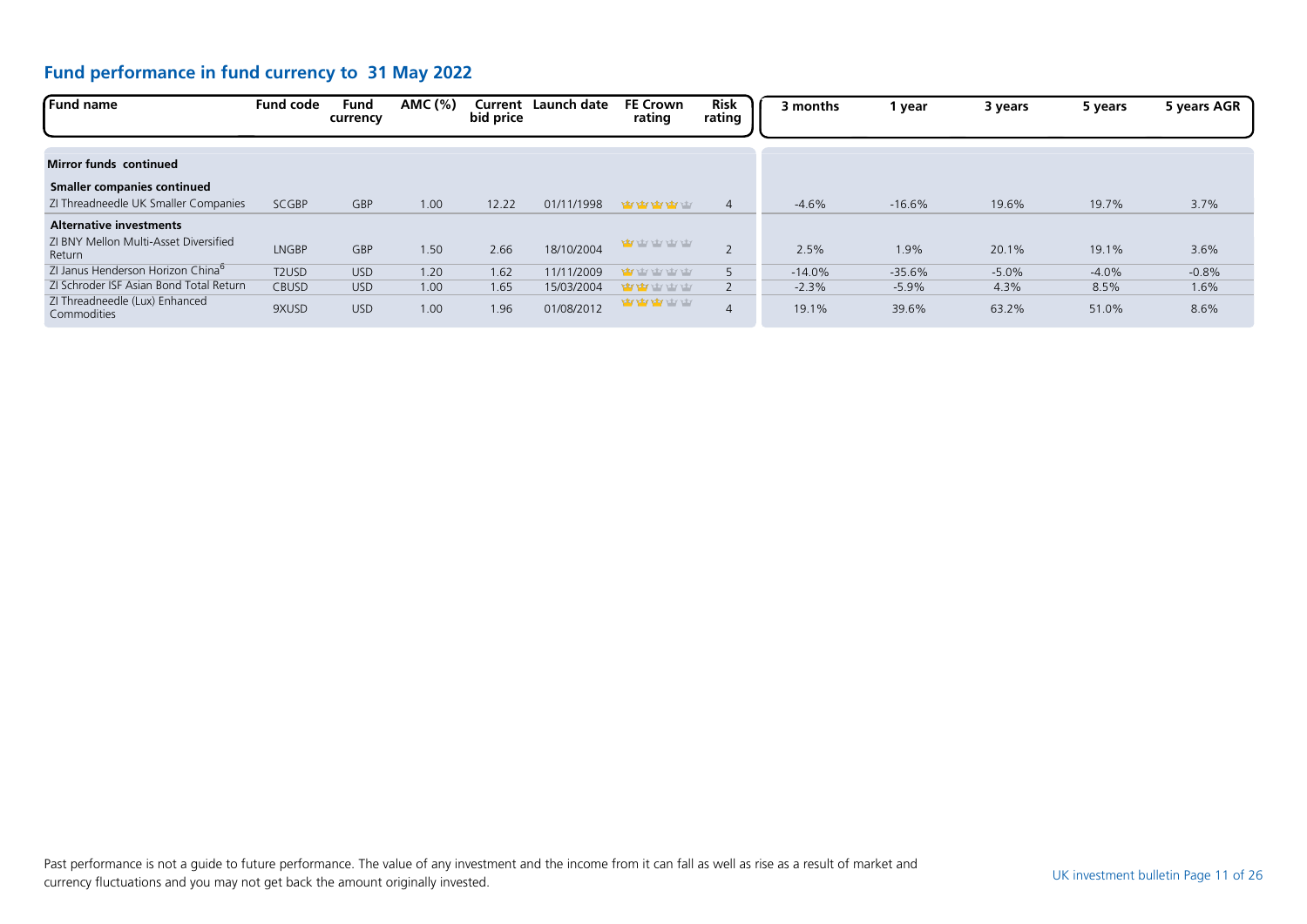## Fund performance in fund currency to 31 May 2022

| Fund name | Fund code | Fund currency | AMC (%) | Current bid price | Launch date | FE Crown rating | Risk rating | 3 months | 1 year | 3 years | 5 years | 5 years AGR |
|---|---|---|---|---|---|---|---|---|---|---|---|---|
| **Mirror funds continued** | | | | | | | | | | | | |
| **Smaller companies continued** | | | | | | | | | | | | |
| ZI Threadneedle UK Smaller Companies | SCGBP | GBP | 1.00 | 12.22 | 01/11/1998 | 4 | 4 | -4.6% | -16.6% | 19.6% | 19.7% | 3.7% |
| **Alternative investments** | | | | | | | | | | | | |
| ZI BNY Mellon Multi-Asset Diversified Return | LNGBP | GBP | 1.50 | 2.66 | 18/10/2004 | 1 | 2 | 2.5% | 1.9% | 20.1% | 19.1% | 3.6% |
| ZI Janus Henderson Horizon China[6] | T2USD | USD | 1.20 | 1.62 | 11/11/2009 | 1 | 5 | -14.0% | -35.6% | -5.0% | -4.0% | -0.8% |
| ZI Schroder ISF Asian Bond Total Return | CBUSD | USD | 1.00 | 1.65 | 15/03/2004 | 2 | 2 | -2.3% | -5.9% | 4.3% | 8.5% | 1.6% |
| ZI Threadneedle (Lux) Enhanced Commodities | 9XUSD | USD | 1.00 | 1.96 | 01/08/2012 | 3 | 4 | 19.1% | 39.6% | 63.2% | 51.0% | 8.6% |

Past performance is not a guide to future performance. The value of any investment and the income from it can fall as well as rise as a result of market and currency fluctuations and you may not get back the amount originally invested.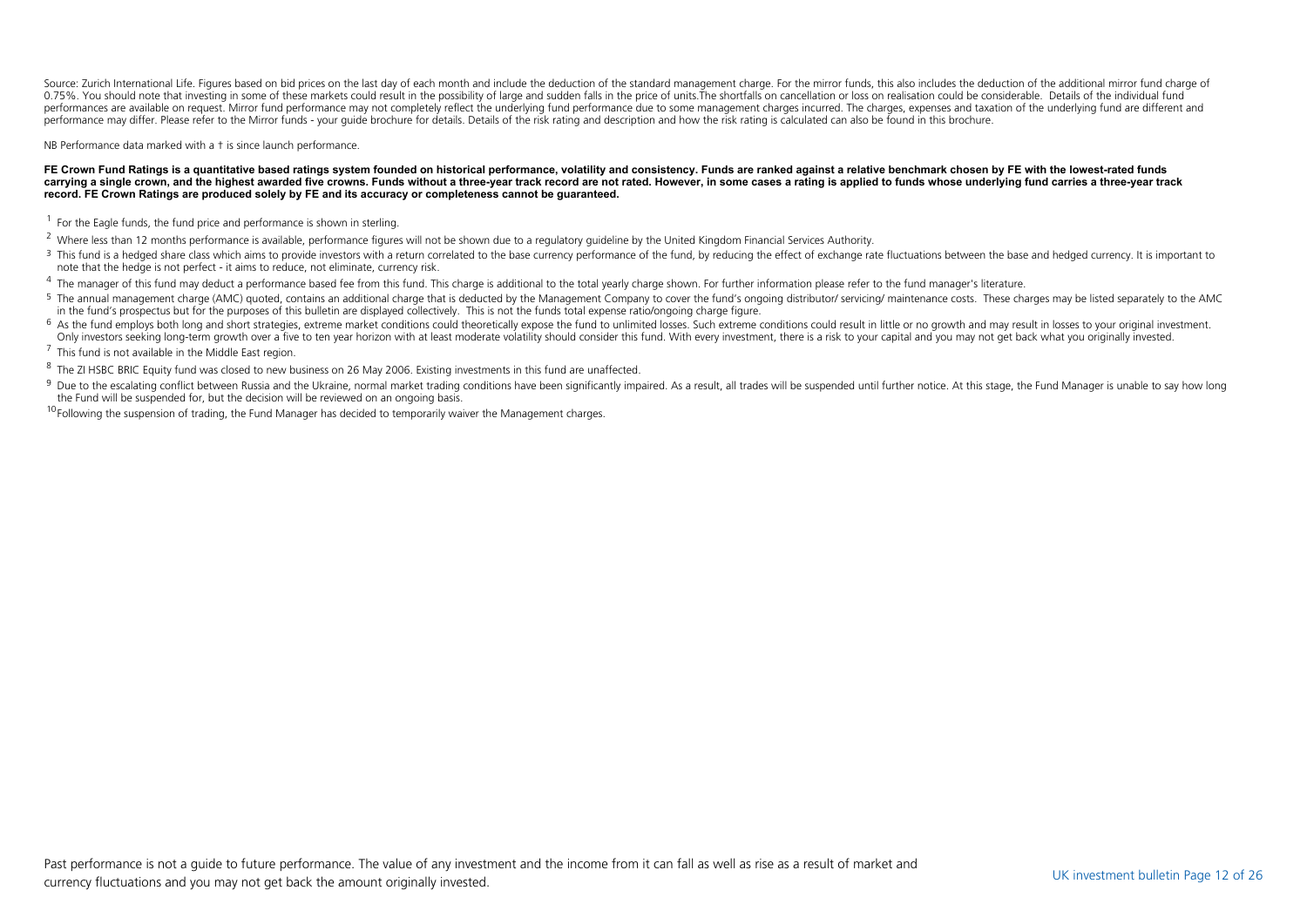Source: Zurich International Life. Figures based on bid prices on the last day of each month and include the deduction of the standard management charge. For the mirror funds, this also includes the deduction of the additional mirror fund charge of 0.75%. You should note that investing in some of these markets could result in the possibility of large and sudden falls in the price of units.The shortfalls on cancellation or loss on realisation could be considerable. Details of the individual fund performances are available on request. Mirror fund performance may not completely reflect the underlying fund performance due to some management charges incurred. The charges, expenses and taxation of the underlying fund are different and performance may differ. Please refer to the Mirror funds - your guide brochure for details. Details of the risk rating and description and how the risk rating is calculated can also be found in this brochure.

NB Performance data marked with a † is since launch performance.

**FE Crown Fund Ratings is a quantitative based ratings system founded on historical performance, volatility and consistency. Funds are ranked against a relative benchmark chosen by FE with the lowest-rated funds carrying a single crown, and the highest awarded five crowns. Funds without a three-year track record are not rated. However, in some cases a rating is applied to funds whose underlying fund carries a three-year track record. FE Crown Ratings are produced solely by FE and its accuracy or completeness cannot be guaranteed.**

[1] For the Eagle funds, the fund price and performance is shown in sterling.

[2] Where less than 12 months performance is available, performance figures will not be shown due to a regulatory guideline by the United Kingdom Financial Services Authority.

[3] This fund is a hedged share class which aims to provide investors with a return correlated to the base currency performance of the fund, by reducing the effect of exchange rate fluctuations between the base and hedged currency. It is important to note that the hedge is not perfect - it aims to reduce, not eliminate, currency risk.

[4] The manager of this fund may deduct a performance based fee from this fund. This charge is additional to the total yearly charge shown. For further information please refer to the fund manager's literature.

[5] The annual management charge (AMC) quoted, contains an additional charge that is deducted by the Management Company to cover the fund's ongoing distributor/ servicing/ maintenance costs. These charges may be listed separately to the AMC in the fund's prospectus but for the purposes of this bulletin are displayed collectively. This is not the funds total expense ratio/ongoing charge figure.

[6] As the fund employs both long and short strategies, extreme market conditions could theoretically expose the fund to unlimited losses. Such extreme conditions could result in little or no growth and may result in losses to your original investment. Only investors seeking long-term growth over a five to ten year horizon with at least moderate volatility should consider this fund. With every investment, there is a risk to your capital and you may not get back what you originally invested.

[7] This fund is not available in the Middle East region.

[8] The ZI HSBC BRIC Equity fund was closed to new business on 26 May 2006. Existing investments in this fund are unaffected.

[9] Due to the escalating conflict between Russia and the Ukraine, normal market trading conditions have been significantly impaired. As a result, all trades will be suspended until further notice. At this stage, the Fund Manager is unable to say how long the Fund will be suspended for, but the decision will be reviewed on an ongoing basis.

[10] Following the suspension of trading, the Fund Manager has decided to temporarily waiver the Management charges.

Past performance is not a guide to future performance. The value of any investment and the income from it can fall as well as rise as a result of market and currency fluctuations and you may not get back the amount originally invested.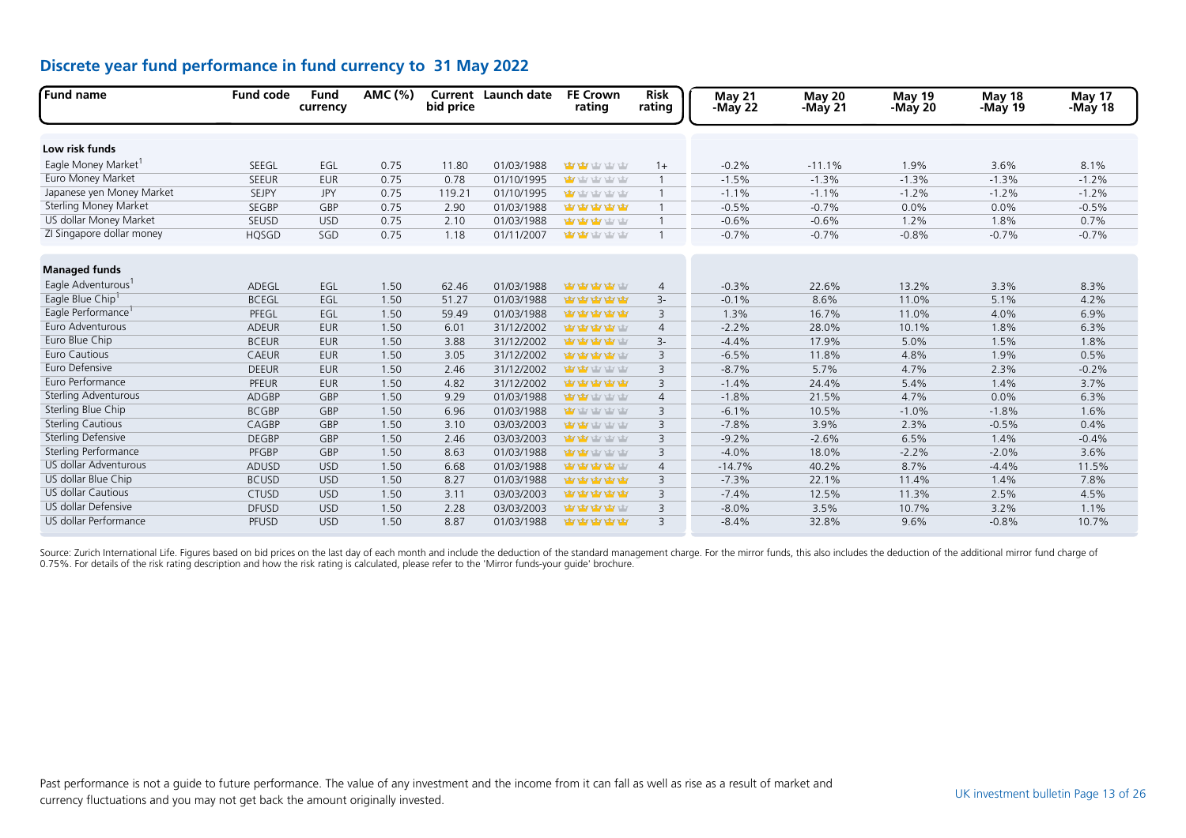## Discrete year fund performance in fund currency to 31 May 2022

| Fund name | Fund code | Fund currency | AMC (%) | Current bid price | Launch date | FE Crown rating | Risk rating | May 21 -May 22 | May 20 -May 21 | May 19 -May 20 | May 18 -May 19 | May 17 -May 18 |
|---|---|---|---|---|---|---|---|---|---|---|---|---|
| **Low risk funds** | | | | | | | | | | | | |
| Eagle Money Market[1] | SEEGL | EGL | 0.75 | 11.80 | 01/03/1988 | 2/5 | 1+ | -0.2% | -11.1% | 1.9% | 3.6% | 8.1% |
| Euro Money Market | SEEUR | EUR | 0.75 | 0.78 | 01/10/1995 | 1/5 | 1 | -1.5% | -1.3% | -1.3% | -1.3% | -1.2% |
| Japanese yen Money Market | SEJPY | JPY | 0.75 | 119.21 | 01/10/1995 | 1/5 | 1 | -1.1% | -1.1% | -1.2% | -1.2% | -1.2% |
| Sterling Money Market | SEGBP | GBP | 0.75 | 2.90 | 01/03/1988 | 5/5 | 1 | -0.5% | -0.7% | 0.0% | 0.0% | -0.5% |
| US dollar Money Market | SEUSD | USD | 0.75 | 2.10 | 01/03/1988 | 3/5 | 1 | -0.6% | -0.6% | 1.2% | 1.8% | 0.7% |
| ZI Singapore dollar money | HQSGD | SGD | 0.75 | 1.18 | 01/11/2007 | 2/5 | 1 | -0.7% | -0.7% | -0.8% | -0.7% | -0.7% |
| **Managed funds** | | | | | | | | | | | | |
| Eagle Adventurous[1] | ADEGL | EGL | 1.50 | 62.46 | 01/03/1988 | 4/5 | 4 | -0.3% | 22.6% | 13.2% | 3.3% | 8.3% |
| Eagle Blue Chip[1] | BCEGL | EGL | 1.50 | 51.27 | 01/03/1988 | 5/5 | 3- | -0.1% | 8.6% | 11.0% | 5.1% | 4.2% |
| Eagle Performance[1] | PFEGL | EGL | 1.50 | 59.49 | 01/03/1988 | 5/5 | 3 | 1.3% | 16.7% | 11.0% | 4.0% | 6.9% |
| Euro Adventurous | ADEUR | EUR | 1.50 | 6.01 | 31/12/2002 | 4/5 | 4 | -2.2% | 28.0% | 10.1% | 1.8% | 6.3% |
| Euro Blue Chip | BCEUR | EUR | 1.50 | 3.88 | 31/12/2002 | 4/5 | 3- | -4.4% | 17.9% | 5.0% | 1.5% | 1.8% |
| Euro Cautious | CAEUR | EUR | 1.50 | 3.05 | 31/12/2002 | 4/5 | 3 | -6.5% | 11.8% | 4.8% | 1.9% | 0.5% |
| Euro Defensive | DEEUR | EUR | 1.50 | 2.46 | 31/12/2002 | 2/5 | 3 | -8.7% | 5.7% | 4.7% | 2.3% | -0.2% |
| Euro Performance | PFEUR | EUR | 1.50 | 4.82 | 31/12/2002 | 5/5 | 3 | -1.4% | 24.4% | 5.4% | 1.4% | 3.7% |
| Sterling Adventurous | ADGBP | GBP | 1.50 | 9.29 | 01/03/1988 | 2/5 | 4 | -1.8% | 21.5% | 4.7% | 0.0% | 6.3% |
| Sterling Blue Chip | BCGBP | GBP | 1.50 | 6.96 | 01/03/1988 | 1/5 | 3 | -6.1% | 10.5% | -1.0% | -1.8% | 1.6% |
| Sterling Cautious | CAGBP | GBP | 1.50 | 3.10 | 03/03/2003 | 2/5 | 3 | -7.8% | 3.9% | 2.3% | -0.5% | 0.4% |
| Sterling Defensive | DEGBP | GBP | 1.50 | 2.46 | 03/03/2003 | 2/5 | 3 | -9.2% | -2.6% | 6.5% | 1.4% | -0.4% |
| Sterling Performance | PFGBP | GBP | 1.50 | 8.63 | 01/03/1988 | 2/5 | 3 | -4.0% | 18.0% | -2.2% | -2.0% | 3.6% |
| US dollar Adventurous | ADUSD | USD | 1.50 | 6.68 | 01/03/1988 | 4/5 | 4 | -14.7% | 40.2% | 8.7% | -4.4% | 11.5% |
| US dollar Blue Chip | BCUSD | USD | 1.50 | 8.27 | 01/03/1988 | 5/5 | 3 | -7.3% | 22.1% | 11.4% | 1.4% | 7.8% |
| US dollar Cautious | CTUSD | USD | 1.50 | 3.11 | 03/03/2003 | 5/5 | 3 | -7.4% | 12.5% | 11.3% | 2.5% | 4.5% |
| US dollar Defensive | DFUSD | USD | 1.50 | 2.28 | 03/03/2003 | 4/5 | 3 | -8.0% | 3.5% | 10.7% | 3.2% | 1.1% |
| US dollar Performance | PFUSD | USD | 1.50 | 8.87 | 01/03/1988 | 5/5 | 3 | -8.4% | 32.8% | 9.6% | -0.8% | 10.7% |

Source: Zurich International Life. Figures based on bid prices on the last day of each month and include the deduction of the standard management charge. For the mirror funds, this also includes the deduction of the additional mirror fund charge of 0.75%. For details of the risk rating description and how the risk rating is calculated, please refer to the 'Mirror funds-your guide' brochure.

Past performance is not a guide to future performance. The value of any investment and the income from it can fall as well as rise as a result of market and currency fluctuations and you may not get back the amount originally invested.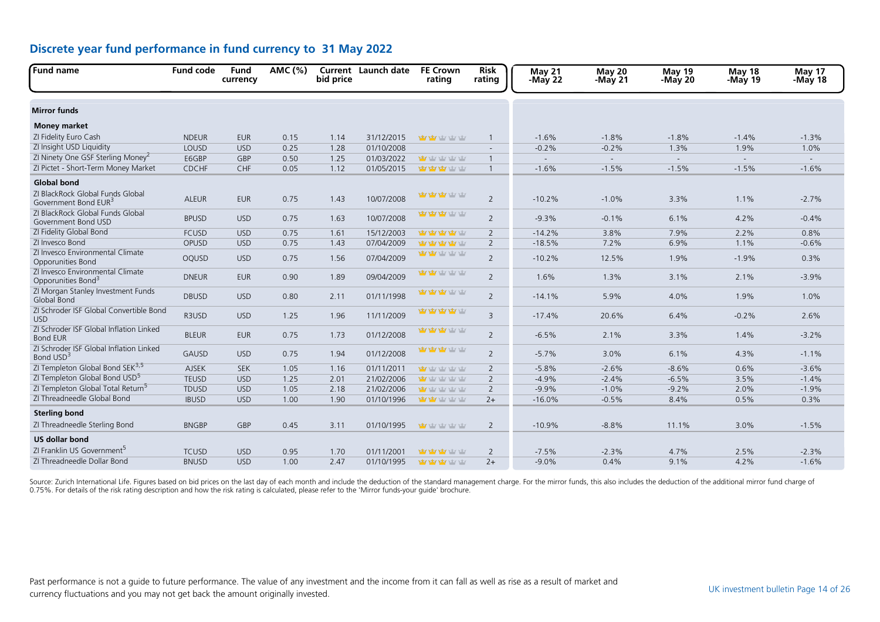## Discrete year fund performance in fund currency to 31 May 2022

| Fund name | Fund code | Fund currency | AMC (%) | Current bid price | Launch date | FE Crown rating | Risk rating | May 21 -May 22 | May 20 -May 21 | May 19 -May 20 | May 18 -May 19 | May 17 -May 18 |
|---|---|---|---|---|---|---|---|---|---|---|---|---|
| **Mirror funds** | | | | | | | | | | | | |
| **Money market** | | | | | | | | | | | | |
| ZI Fidelity Euro Cash | NDEUR | EUR | 0.15 | 1.14 | 31/12/2015 | 2 | 1 | -1.6% | -1.8% | -1.8% | -1.4% | -1.3% |
| ZI Insight USD Liquidity | LOUSD | USD | 0.25 | 1.28 | 01/10/2008 | | - | -0.2% | -0.2% | 1.3% | 1.9% | 1.0% |
| ZI Ninety One GSF Sterling Money[2] | E6GBP | GBP | 0.50 | 1.25 | 01/03/2022 | 1 | 1 | - | - | - | - | - |
| ZI Pictet - Short-Term Money Market | CDCHF | CHF | 0.05 | 1.12 | 01/05/2015 | 3 | 1 | -1.6% | -1.5% | -1.5% | -1.5% | -1.6% |
| **Global bond** | | | | | | | | | | | | |
| ZI BlackRock Global Funds Global Government Bond EUR[3] | ALEUR | EUR | 0.75 | 1.43 | 10/07/2008 | 3 | 2 | -10.2% | -1.0% | 3.3% | 1.1% | -2.7% |
| ZI BlackRock Global Funds Global Government Bond USD | BPUSD | USD | 0.75 | 1.63 | 10/07/2008 | 3 | 2 | -9.3% | -0.1% | 6.1% | 4.2% | -0.4% |
| ZI Fidelity Global Bond | FCUSD | USD | 0.75 | 1.61 | 15/12/2003 | 4 | 2 | -14.2% | 3.8% | 7.9% | 2.2% | 0.8% |
| ZI Invesco Bond | OPUSD | USD | 0.75 | 1.43 | 07/04/2009 | 4 | 2 | -18.5% | 7.2% | 6.9% | 1.1% | -0.6% |
| ZI Invesco Environmental Climate Opporunities Bond | OQUSD | USD | 0.75 | 1.56 | 07/04/2009 | 2 | 2 | -10.2% | 12.5% | 1.9% | -1.9% | 0.3% |
| ZI Invesco Environmental Climate Opporunities Bond[3] | DNEUR | EUR | 0.90 | 1.89 | 09/04/2009 | 2 | 2 | 1.6% | 1.3% | 3.1% | 2.1% | -3.9% |
| ZI Morgan Stanley Investment Funds Global Bond | DBUSD | USD | 0.80 | 2.11 | 01/11/1998 | 3 | 2 | -14.1% | 5.9% | 4.0% | 1.9% | 1.0% |
| ZI Schroder ISF Global Convertible Bond USD | R3USD | USD | 1.25 | 1.96 | 11/11/2009 | 4 | 3 | -17.4% | 20.6% | 6.4% | -0.2% | 2.6% |
| ZI Schroder ISF Global Inflation Linked Bond EUR | BLEUR | EUR | 0.75 | 1.73 | 01/12/2008 | 3 | 2 | -6.5% | 2.1% | 3.3% | 1.4% | -3.2% |
| ZI Schroder ISF Global Inflation Linked Bond USD[3] | GAUSD | USD | 0.75 | 1.94 | 01/12/2008 | 3 | 2 | -5.7% | 3.0% | 6.1% | 4.3% | -1.1% |
| ZI Templeton Global Bond SEK[3,5] | AJSEK | SEK | 1.05 | 1.16 | 01/11/2011 | 1 | 2 | -5.8% | -2.6% | -8.6% | 0.6% | -3.6% |
| ZI Templeton Global Bond USD[5] | TEUSD | USD | 1.25 | 2.01 | 21/02/2006 | 1 | 2 | -4.9% | -2.4% | -6.5% | 3.5% | -1.4% |
| ZI Templeton Global Total Return[5] | TDUSD | USD | 1.05 | 2.18 | 21/02/2006 | 1 | 2 | -9.9% | -1.0% | -9.2% | 2.0% | -1.9% |
| ZI Threadneedle Global Bond | IBUSD | USD | 1.00 | 1.90 | 01/10/1996 | 2 | 2+ | -16.0% | -0.5% | 8.4% | 0.5% | 0.3% |
| **Sterling bond** | | | | | | | | | | | | |
| ZI Threadneedle Sterling Bond | BNGBP | GBP | 0.45 | 3.11 | 01/10/1995 | 1 | 2 | -10.9% | -8.8% | 11.1% | 3.0% | -1.5% |
| **US dollar bond** | | | | | | | | | | | | |
| ZI Franklin US Government[5] | TCUSD | USD | 0.95 | 1.70 | 01/11/2001 | 3 | 2 | -7.5% | -2.3% | 4.7% | 2.5% | -2.3% |
| ZI Threadneedle Dollar Bond | BNUSD | USD | 1.00 | 2.47 | 01/10/1995 | 3 | 2+ | -9.0% | 0.4% | 9.1% | 4.2% | -1.6% |

Source: Zurich International Life. Figures based on bid prices on the last day of each month and include the deduction of the standard management charge. For the mirror funds, this also includes the deduction of the additional mirror fund charge of 0.75%. For details of the risk rating description and how the risk rating is calculated, please refer to the 'Mirror funds-your guide' brochure.

Past performance is not a guide to future performance. The value of any investment and the income from it can fall as well as rise as a result of market and currency fluctuations and you may not get back the amount originally invested.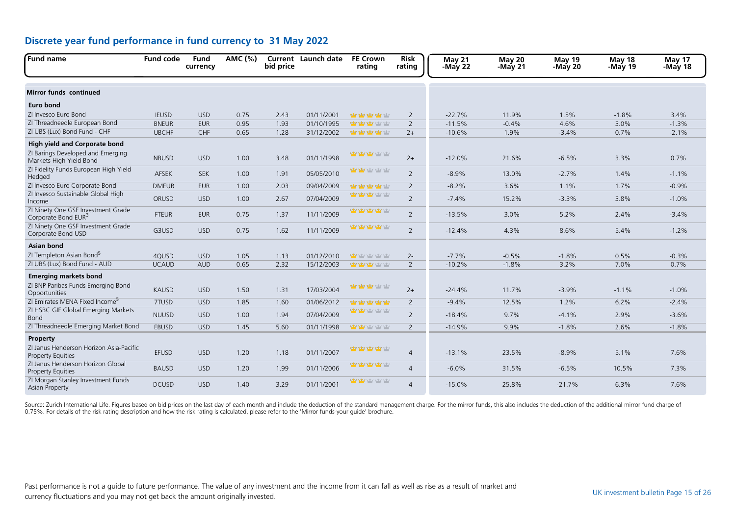## Discrete year fund performance in fund currency to 31 May 2022

| Fund name | Fund code | Fund currency | AMC (%) | Current bid price | Launch date | FE Crown rating | Risk rating | May 21 -May 22 | May 20 -May 21 | May 19 -May 20 | May 18 -May 19 | May 17 -May 18 |
|---|---|---|---|---|---|---|---|---|---|---|---|---|
| **Mirror funds continued** | | | | | | | | | | | | |
| **Euro bond** | | | | | | | | | | | | |
| ZI Invesco Euro Bond | IEUSD | USD | 0.75 | 2.43 | 01/11/2001 | 4 | 2 | -22.7% | 11.9% | 1.5% | -1.8% | 3.4% |
| ZI Threadneedle European Bond | BNEUR | EUR | 0.95 | 1.93 | 01/10/1995 | 3 | 2 | -11.5% | -0.4% | 4.6% | 3.0% | -1.3% |
| ZI UBS (Lux) Bond Fund - CHF | UBCHF | CHF | 0.65 | 1.28 | 31/12/2002 | 4 | 2+ | -10.6% | 1.9% | -3.4% | 0.7% | -2.1% |
| **High yield and Corporate bond** | | | | | | | | | | | | |
| ZI Barings Developed and Emerging Markets High Yield Bond | NBUSD | USD | 1.00 | 3.48 | 01/11/1998 | 3 | 2+ | -12.0% | 21.6% | -6.5% | 3.3% | 0.7% |
| ZI Fidelity Funds European High Yield Hedged | AFSEK | SEK | 1.00 | 1.91 | 05/05/2010 | 2 | 2 | -8.9% | 13.0% | -2.7% | 1.4% | -1.1% |
| ZI Invesco Euro Corporate Bond | DMEUR | EUR | 1.00 | 2.03 | 09/04/2009 | 4 | 2 | -8.2% | 3.6% | 1.1% | 1.7% | -0.9% |
| ZI Invesco Sustainable Global High Income | ORUSD | USD | 1.00 | 2.67 | 07/04/2009 | 3 | 2 | -7.4% | 15.2% | -3.3% | 3.8% | -1.0% |
| ZI Ninety One GSF Investment Grade Corporate Bond EUR[3] | FTEUR | EUR | 0.75 | 1.37 | 11/11/2009 | 4 | 2 | -13.5% | 3.0% | 5.2% | 2.4% | -3.4% |
| ZI Ninety One GSF Investment Grade Corporate Bond USD | G3USD | USD | 0.75 | 1.62 | 11/11/2009 | 4 | 2 | -12.4% | 4.3% | 8.6% | 5.4% | -1.2% |
| **Asian bond** | | | | | | | | | | | | |
| ZI Templeton Asian Bond[5] | 4QUSD | USD | 1.05 | 1.13 | 01/12/2010 | 1 | 2- | -7.7% | -0.5% | -1.8% | 0.5% | -0.3% |
| ZI UBS (Lux) Bond Fund - AUD | UCAUD | AUD | 0.65 | 2.32 | 15/12/2003 | 3 | 2 | -10.2% | -1.8% | 3.2% | 7.0% | 0.7% |
| **Emerging markets bond** | | | | | | | | | | | | |
| ZI BNP Paribas Funds Emerging Bond Opportunities | KAUSD | USD | 1.50 | 1.31 | 17/03/2004 | 3 | 2+ | -24.4% | 11.7% | -3.9% | -1.1% | -1.0% |
| ZI Emirates MENA Fixed Income[5] | 7TUSD | USD | 1.85 | 1.60 | 01/06/2012 | 5 | 2 | -9.4% | 12.5% | 1.2% | 6.2% | -2.4% |
| ZI HSBC GIF Global Emerging Markets Bond | NUUSD | USD | 1.00 | 1.94 | 07/04/2009 | 2 | 2 | -18.4% | 9.7% | -4.1% | 2.9% | -3.6% |
| ZI Threadneedle Emerging Market Bond | EBUSD | USD | 1.45 | 5.60 | 01/11/1998 | 2 | 2 | -14.9% | 9.9% | -1.8% | 2.6% | -1.8% |
| **Property** | | | | | | | | | | | | |
| ZI Janus Henderson Horizon Asia-Pacific Property Equities | EFUSD | USD | 1.20 | 1.18 | 01/11/2007 | 4 | 4 | -13.1% | 23.5% | -8.9% | 5.1% | 7.6% |
| ZI Janus Henderson Horizon Global Property Equities | BAUSD | USD | 1.20 | 1.99 | 01/11/2006 | 4 | 4 | -6.0% | 31.5% | -6.5% | 10.5% | 7.3% |
| ZI Morgan Stanley Investment Funds Asian Property | DCUSD | USD | 1.40 | 3.29 | 01/11/2001 | 2 | 4 | -15.0% | 25.8% | -21.7% | 6.3% | 7.6% |

Source: Zurich International Life. Figures based on bid prices on the last day of each month and include the deduction of the standard management charge. For the mirror funds, this also includes the deduction of the additional mirror fund charge of 0.75%. For details of the risk rating description and how the risk rating is calculated, please refer to the 'Mirror funds-your guide' brochure.

Past performance is not a guide to future performance. The value of any investment and the income from it can fall as well as rise as a result of market and currency fluctuations and you may not get back the amount originally invested.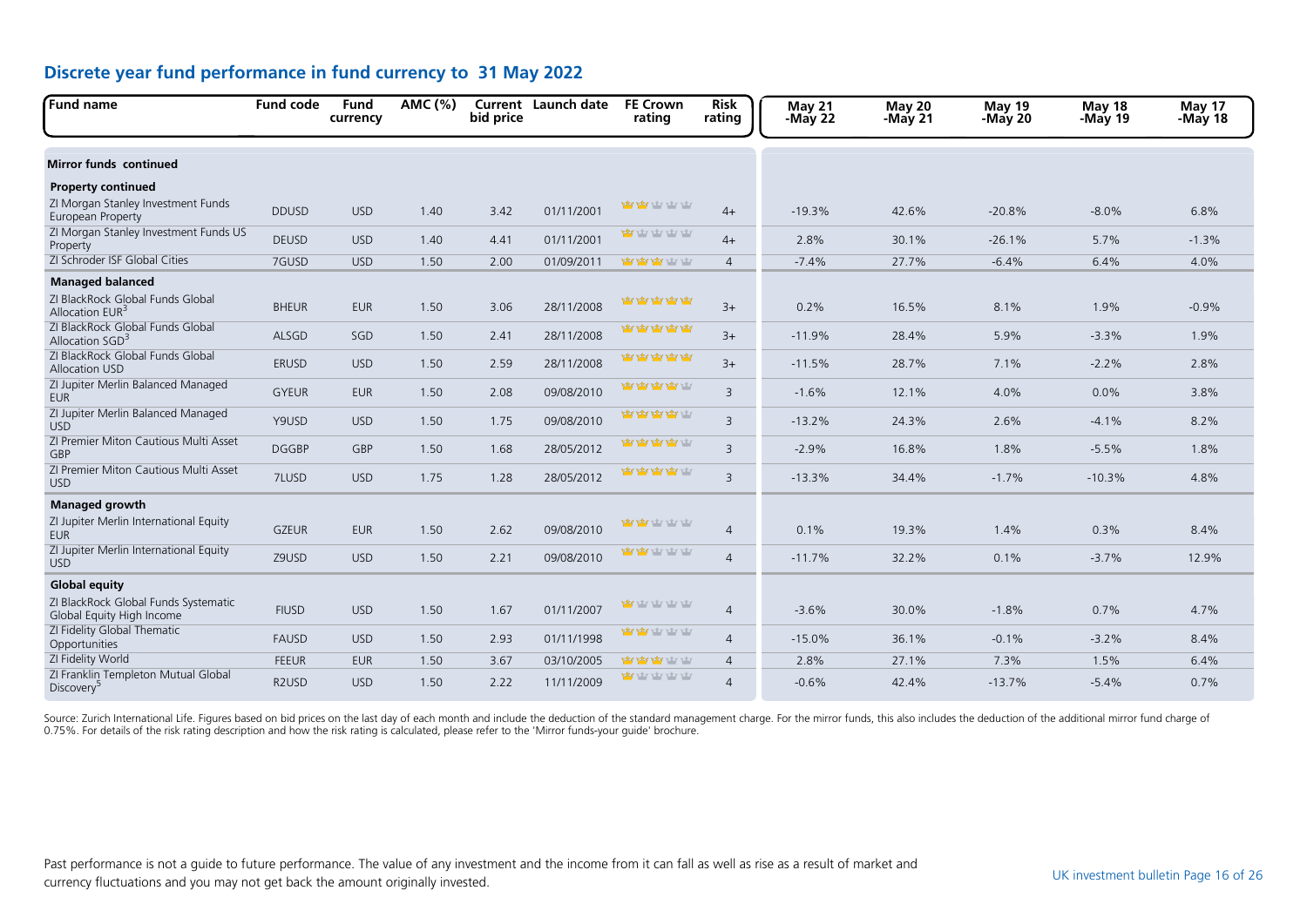## Discrete year fund performance in fund currency to 31 May 2022

| Fund name | Fund code | Fund currency | AMC (%) | Current bid price | Launch date | FE Crown rating | Risk rating | May 21 -May 22 | May 20 -May 21 | May 19 -May 20 | May 18 -May 19 | May 17 -May 18 |
|---|---|---|---|---|---|---|---|---|---|---|---|---|
| **Mirror funds continued** | | | | | | | | | | | | |
| **Property continued** | | | | | | | | | | | | |
| ZI Morgan Stanley Investment Funds European Property | DDUSD | USD | 1.40 | 3.42 | 01/11/2001 | 2 | 4+ | -19.3% | 42.6% | -20.8% | -8.0% | 6.8% |
| ZI Morgan Stanley Investment Funds US Property | DEUSD | USD | 1.40 | 4.41 | 01/11/2001 | 1 | 4+ | 2.8% | 30.1% | -26.1% | 5.7% | -1.3% |
| ZI Schroder ISF Global Cities | 7GUSD | USD | 1.50 | 2.00 | 01/09/2011 | 3 | 4 | -7.4% | 27.7% | -6.4% | 6.4% | 4.0% |
| **Managed balanced** | | | | | | | | | | | | |
| ZI BlackRock Global Funds Global Allocation EUR[3] | BHEUR | EUR | 1.50 | 3.06 | 28/11/2008 | 5 | 3+ | 0.2% | 16.5% | 8.1% | 1.9% | -0.9% |
| ZI BlackRock Global Funds Global Allocation SGD[3] | ALSGD | SGD | 1.50 | 2.41 | 28/11/2008 | 5 | 3+ | -11.9% | 28.4% | 5.9% | -3.3% | 1.9% |
| ZI BlackRock Global Funds Global Allocation USD | ERUSD | USD | 1.50 | 2.59 | 28/11/2008 | 5 | 3+ | -11.5% | 28.7% | 7.1% | -2.2% | 2.8% |
| ZI Jupiter Merlin Balanced Managed EUR | GYEUR | EUR | 1.50 | 2.08 | 09/08/2010 | 4 | 3 | -1.6% | 12.1% | 4.0% | 0.0% | 3.8% |
| ZI Jupiter Merlin Balanced Managed USD | Y9USD | USD | 1.50 | 1.75 | 09/08/2010 | 4 | 3 | -13.2% | 24.3% | 2.6% | -4.1% | 8.2% |
| ZI Premier Miton Cautious Multi Asset GBP | DGGBP | GBP | 1.50 | 1.68 | 28/05/2012 | 4 | 3 | -2.9% | 16.8% | 1.8% | -5.5% | 1.8% |
| ZI Premier Miton Cautious Multi Asset USD | 7LUSD | USD | 1.75 | 1.28 | 28/05/2012 | 4 | 3 | -13.3% | 34.4% | -1.7% | -10.3% | 4.8% |
| **Managed growth** | | | | | | | | | | | | |
| ZI Jupiter Merlin International Equity EUR | GZEUR | EUR | 1.50 | 2.62 | 09/08/2010 | 2 | 4 | 0.1% | 19.3% | 1.4% | 0.3% | 8.4% |
| ZI Jupiter Merlin International Equity USD | Z9USD | USD | 1.50 | 2.21 | 09/08/2010 | 2 | 4 | -11.7% | 32.2% | 0.1% | -3.7% | 12.9% |
| **Global equity** | | | | | | | | | | | | |
| ZI BlackRock Global Funds Systematic Global Equity High Income | FIUSD | USD | 1.50 | 1.67 | 01/11/2007 | 1 | 4 | -3.6% | 30.0% | -1.8% | 0.7% | 4.7% |
| ZI Fidelity Global Thematic Opportunities | FAUSD | USD | 1.50 | 2.93 | 01/11/1998 | 2 | 4 | -15.0% | 36.1% | -0.1% | -3.2% | 8.4% |
| ZI Fidelity World | FEEUR | EUR | 1.50 | 3.67 | 03/10/2005 | 3 | 4 | 2.8% | 27.1% | 7.3% | 1.5% | 6.4% |
| ZI Franklin Templeton Mutual Global Discovery[5] | R2USD | USD | 1.50 | 2.22 | 11/11/2009 | 1 | 4 | -0.6% | 42.4% | -13.7% | -5.4% | 0.7% |

Source: Zurich International Life. Figures based on bid prices on the last day of each month and include the deduction of the standard management charge. For the mirror funds, this also includes the deduction of the additional mirror fund charge of 0.75%. For details of the risk rating description and how the risk rating is calculated, please refer to the 'Mirror funds-your guide' brochure.

Past performance is not a guide to future performance. The value of any investment and the income from it can fall as well as rise as a result of market and currency fluctuations and you may not get back the amount originally invested.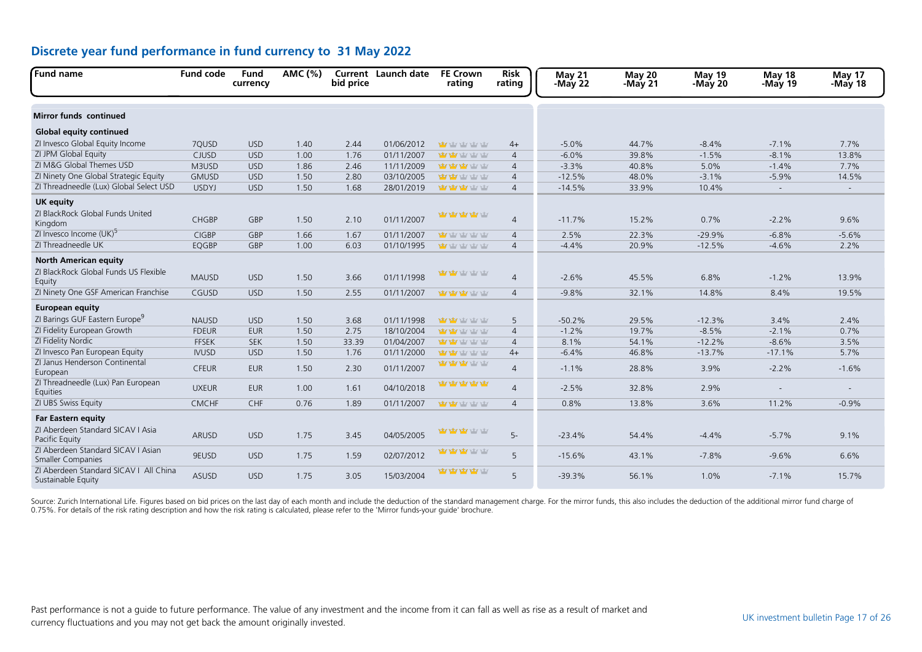## Discrete year fund performance in fund currency to 31 May 2022

| Fund name | Fund code | Fund currency | AMC (%) | Current bid price | Launch date | FE Crown rating | Risk rating | May 21 -May 22 | May 20 -May 21 | May 19 -May 20 | May 18 -May 19 | May 17 -May 18 |
|---|---|---|---|---|---|---|---|---|---|---|---|---|
| **Mirror funds continued** | | | | | | | | | | | | |
| **Global equity continued** | | | | | | | | | | | | |
| ZI Invesco Global Equity Income | 7QUSD | USD | 1.40 | 2.44 | 01/06/2012 | 1 | 4+ | -5.0% | 44.7% | -8.4% | -7.1% | 7.7% |
| ZI JPM Global Equity | CJUSD | USD | 1.00 | 1.76 | 01/11/2007 | 2 | 4 | -6.0% | 39.8% | -1.5% | -8.1% | 13.8% |
| ZI M&G Global Themes USD | M3USD | USD | 1.86 | 2.46 | 11/11/2009 | 3 | 4 | -3.3% | 40.8% | 5.0% | -1.4% | 7.7% |
| ZI Ninety One Global Strategic Equity | GMUSD | USD | 1.50 | 2.80 | 03/10/2005 | 2 | 4 | -12.5% | 48.0% | -3.1% | -5.9% | 14.5% |
| ZI Threadneedle (Lux) Global Select USD | USDYJ | USD | 1.50 | 1.68 | 28/01/2019 | 3 | 4 | -14.5% | 33.9% | 10.4% | - | - |
| **UK equity** | | | | | | | | | | | | |
| ZI BlackRock Global Funds United Kingdom | CHGBP | GBP | 1.50 | 2.10 | 01/11/2007 | 4 | 4 | -11.7% | 15.2% | 0.7% | -2.2% | 9.6% |
| ZI Invesco Income (UK)[5] | CIGBP | GBP | 1.66 | 1.67 | 01/11/2007 | 1 | 4 | 2.5% | 22.3% | -29.9% | -6.8% | -5.6% |
| ZI Threadneedle UK | EQGBP | GBP | 1.00 | 6.03 | 01/10/1995 | 1 | 4 | -4.4% | 20.9% | -12.5% | -4.6% | 2.2% |
| **North American equity** | | | | | | | | | | | | |
| ZI BlackRock Global Funds US Flexible Equity | MAUSD | USD | 1.50 | 3.66 | 01/11/1998 | 2 | 4 | -2.6% | 45.5% | 6.8% | -1.2% | 13.9% |
| ZI Ninety One GSF American Franchise | CGUSD | USD | 1.50 | 2.55 | 01/11/2007 | 3 | 4 | -9.8% | 32.1% | 14.8% | 8.4% | 19.5% |
| **European equity** | | | | | | | | | | | | |
| ZI Barings GUF Eastern Europe[9] | NAUSD | USD | 1.50 | 3.68 | 01/11/1998 | 2 | 5 | -50.2% | 29.5% | -12.3% | 3.4% | 2.4% |
| ZI Fidelity European Growth | FDEUR | EUR | 1.50 | 2.75 | 18/10/2004 | 2 | 4 | -1.2% | 19.7% | -8.5% | -2.1% | 0.7% |
| ZI Fidelity Nordic | FFSEK | SEK | 1.50 | 33.39 | 01/04/2007 | 2 | 4 | 8.1% | 54.1% | -12.2% | -8.6% | 3.5% |
| ZI Invesco Pan European Equity | IVUSD | USD | 1.50 | 1.76 | 01/11/2000 | 2 | 4+ | -6.4% | 46.8% | -13.7% | -17.1% | 5.7% |
| ZI Janus Henderson Continental European | CFEUR | EUR | 1.50 | 2.30 | 01/11/2007 | 3 | 4 | -1.1% | 28.8% | 3.9% | -2.2% | -1.6% |
| ZI Threadneedle (Lux) Pan European Equities | UXEUR | EUR | 1.00 | 1.61 | 04/10/2018 | 5 | 4 | -2.5% | 32.8% | 2.9% | - | - |
| ZI UBS Swiss Equity | CMCHF | CHF | 0.76 | 1.89 | 01/11/2007 | 2 | 4 | 0.8% | 13.8% | 3.6% | 11.2% | -0.9% |
| **Far Eastern equity** | | | | | | | | | | | | |
| ZI Aberdeen Standard SICAV I Asia Pacific Equity | ARUSD | USD | 1.75 | 3.45 | 04/05/2005 | 3 | 5- | -23.4% | 54.4% | -4.4% | -5.7% | 9.1% |
| ZI Aberdeen Standard SICAV I Asian Smaller Companies | 9EUSD | USD | 1.75 | 1.59 | 02/07/2012 | 3 | 5 | -15.6% | 43.1% | -7.8% | -9.6% | 6.6% |
| ZI Aberdeen Standard SICAV I All China Sustainable Equity | ASUSD | USD | 1.75 | 3.05 | 15/03/2004 | 4 | 5 | -39.3% | 56.1% | 1.0% | -7.1% | 15.7% |

Source: Zurich International Life. Figures based on bid prices on the last day of each month and include the deduction of the standard management charge. For the mirror funds, this also includes the deduction of the additional mirror fund charge of 0.75%. For details of the risk rating description and how the risk rating is calculated, please refer to the 'Mirror funds-your guide' brochure.

Past performance is not a guide to future performance. The value of any investment and the income from it can fall as well as rise as a result of market and currency fluctuations and you may not get back the amount originally invested.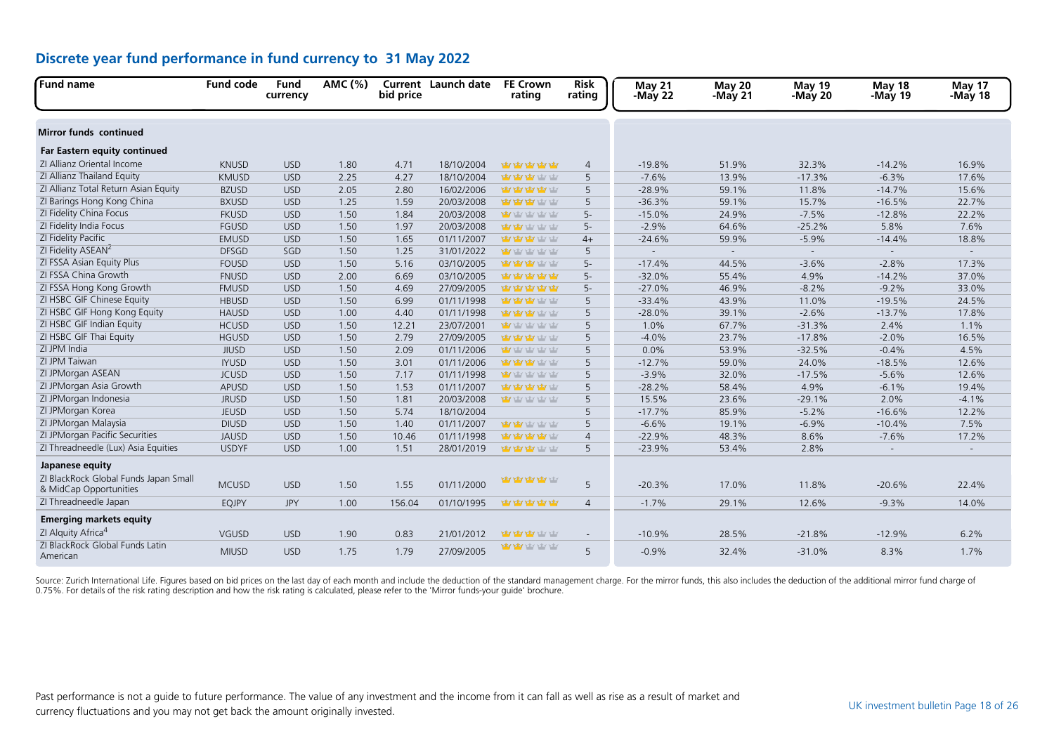## Discrete year fund performance in fund currency to 31 May 2022

| Fund name | Fund code | Fund currency | AMC (%) | Current bid price | Launch date | FE Crown rating | Risk rating | May 21 -May 22 | May 20 -May 21 | May 19 -May 20 | May 18 -May 19 | May 17 -May 18 |
|---|---|---|---|---|---|---|---|---|---|---|---|---|
| **Mirror funds continued** | | | | | | | | | | | | |
| **Far Eastern equity continued** | | | | | | | | | | | | |
| ZI Allianz Oriental Income | KNUSD | USD | 1.80 | 4.71 | 18/10/2004 | ★★★★★ | 4 | -19.8% | 51.9% | 32.3% | -14.2% | 16.9% |
| ZI Allianz Thailand Equity | KMUSD | USD | 2.25 | 4.27 | 18/10/2004 | ★★★☆☆ | 5 | -7.6% | 13.9% | -17.3% | -6.3% | 17.6% |
| ZI Allianz Total Return Asian Equity | BZUSD | USD | 2.05 | 2.80 | 16/02/2006 | ★★★★☆ | 5 | -28.9% | 59.1% | 11.8% | -14.7% | 15.6% |
| ZI Barings Hong Kong China | BXUSD | USD | 1.25 | 1.59 | 20/03/2008 | ★★★☆☆ | 5 | -36.3% | 59.1% | 15.7% | -16.5% | 22.7% |
| ZI Fidelity China Focus | FKUSD | USD | 1.50 | 1.84 | 20/03/2008 | ★☆☆☆☆ | 5- | -15.0% | 24.9% | -7.5% | -12.8% | 22.2% |
| ZI Fidelity India Focus | FGUSD | USD | 1.50 | 1.97 | 20/03/2008 | ★★☆☆☆ | 5- | -2.9% | 64.6% | -25.2% | 5.8% | 7.6% |
| ZI Fidelity Pacific | EMUSD | USD | 1.50 | 1.65 | 01/11/2007 | ★★★☆☆ | 4+ | -24.6% | 59.9% | -5.9% | -14.4% | 18.8% |
| ZI Fidelity ASEAN[2] | DFSGD | SGD | 1.50 | 1.25 | 31/01/2022 | ★☆☆☆☆ | 5 | - | - | - | - | - |
| ZI FSSA Asian Equity Plus | FOUSD | USD | 1.50 | 5.16 | 03/10/2005 | ★★★☆☆ | 5- | -17.4% | 44.5% | -3.6% | -2.8% | 17.3% |
| ZI FSSA China Growth | FNUSD | USD | 2.00 | 6.69 | 03/10/2005 | ★★★★★ | 5- | -32.0% | 55.4% | 4.9% | -14.2% | 37.0% |
| ZI FSSA Hong Kong Growth | FMUSD | USD | 1.50 | 4.69 | 27/09/2005 | ★★★★★ | 5- | -27.0% | 46.9% | -8.2% | -9.2% | 33.0% |
| ZI HSBC GIF Chinese Equity | HBUSD | USD | 1.50 | 6.99 | 01/11/1998 | ★★★☆☆ | 5 | -33.4% | 43.9% | 11.0% | -19.5% | 24.5% |
| ZI HSBC GIF Hong Kong Equity | HAUSD | USD | 1.00 | 4.40 | 01/11/1998 | ★★★☆☆ | 5 | -28.0% | 39.1% | -2.6% | -13.7% | 17.8% |
| ZI HSBC GIF Indian Equity | HCUSD | USD | 1.50 | 12.21 | 23/07/2001 | ★☆☆☆☆ | 5 | 1.0% | 67.7% | -31.3% | 2.4% | 1.1% |
| ZI HSBC GIF Thai Equity | HGUSD | USD | 1.50 | 2.79 | 27/09/2005 | ★★★☆☆ | 5 | -4.0% | 23.7% | -17.8% | -2.0% | 16.5% |
| ZI JPM India | JIUSD | USD | 1.50 | 2.09 | 01/11/2006 | ★☆☆☆☆ | 5 | 0.0% | 53.9% | -32.5% | -0.4% | 4.5% |
| ZI JPM Taiwan | IYUSD | USD | 1.50 | 3.01 | 01/11/2006 | ★★☆☆☆ | 5 | -12.7% | 59.0% | 24.0% | -18.5% | 12.6% |
| ZI JPMorgan ASEAN | JCUSD | USD | 1.50 | 7.17 | 01/11/1998 | ★☆☆☆☆ | 5 | -3.9% | 32.0% | -17.5% | -5.6% | 12.6% |
| ZI JPMorgan Asia Growth | APUSD | USD | 1.50 | 1.53 | 01/11/2007 | ★★★★☆ | 5 | -28.2% | 58.4% | 4.9% | -6.1% | 19.4% |
| ZI JPMorgan Indonesia | JRUSD | USD | 1.50 | 1.81 | 20/03/2008 | ★☆☆☆☆ | 5 | 15.5% | 23.6% | -29.1% | 2.0% | -4.1% |
| ZI JPMorgan Korea | JEUSD | USD | 1.50 | 5.74 | 18/10/2004 | | 5 | -17.7% | 85.9% | -5.2% | -16.6% | 12.2% |
| ZI JPMorgan Malaysia | DIUSD | USD | 1.50 | 1.40 | 01/11/2007 | ★★☆☆☆ | 5 | -6.6% | 19.1% | -6.9% | -10.4% | 7.5% |
| ZI JPMorgan Pacific Securities | JAUSD | USD | 1.50 | 10.46 | 01/11/1998 | ★★★★☆ | 4 | -22.9% | 48.3% | 8.6% | -7.6% | 17.2% |
| ZI Threadneedle (Lux) Asia Equities | USDYF | USD | 1.00 | 1.51 | 28/01/2019 | ★★★☆☆ | 5 | -23.9% | 53.4% | 2.8% | - | - |
| **Japanese equity** | | | | | | | | | | | | |
| ZI BlackRock Global Funds Japan Small & MidCap Opportunities | MCUSD | USD | 1.50 | 1.55 | 01/11/2000 | ★★★★☆ | 5 | -20.3% | 17.0% | 11.8% | -20.6% | 22.4% |
| ZI Threadneedle Japan | EQJPY | JPY | 1.00 | 156.04 | 01/10/1995 | ★★★★★ | 4 | -1.7% | 29.1% | 12.6% | -9.3% | 14.0% |
| **Emerging markets equity** | | | | | | | | | | | | |
| ZI Alquity Africa[4] | VGUSD | USD | 1.90 | 0.83 | 21/01/2012 | ★★★☆☆ | - | -10.9% | 28.5% | -21.8% | -12.9% | 6.2% |
| ZI BlackRock Global Funds Latin American | MIUSD | USD | 1.75 | 1.79 | 27/09/2005 | ★★☆☆☆ | 5 | -0.9% | 32.4% | -31.0% | 8.3% | 1.7% |

Source: Zurich International Life. Figures based on bid prices on the last day of each month and include the deduction of the standard management charge. For the mirror funds, this also includes the deduction of the additional mirror fund charge of 0.75%. For details of the risk rating description and how the risk rating is calculated, please refer to the 'Mirror funds-your guide' brochure.

Past performance is not a guide to future performance. The value of any investment and the income from it can fall as well as rise as a result of market and currency fluctuations and you may not get back the amount originally invested.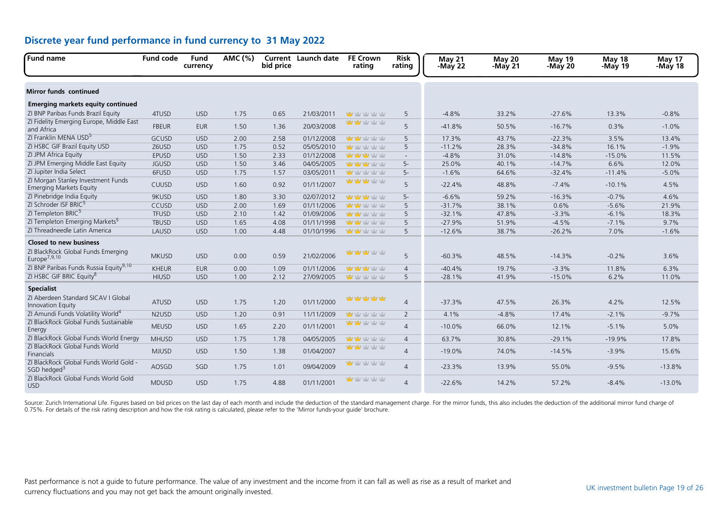## Discrete year fund performance in fund currency to 31 May 2022

| Fund name | Fund code | Fund currency | AMC (%) | Current bid price | Launch date | FE Crown rating | Risk rating | May 21 -May 22 | May 20 -May 21 | May 19 -May 20 | May 18 -May 19 | May 17 -May 18 |
|---|---|---|---|---|---|---|---|---|---|---|---|---|
| **Mirror funds continued** | | | | | | | | | | | | |
| **Emerging markets equity continued** | | | | | | | | | | | | |
| ZI BNP Paribas Funds Brazil Equity | 4TUSD | USD | 1.75 | 0.65 | 21/03/2011 | 1 | 5 | -4.8% | 33.2% | -27.6% | 13.3% | -0.8% |
| ZI Fidelity Emerging Europe, Middle East and Africa | FBEUR | EUR | 1.50 | 1.36 | 20/03/2008 | 2 | 5 | -41.8% | 50.5% | -16.7% | 0.3% | -1.0% |
| ZI Franklin MENA USD[5] | GCUSD | USD | 2.00 | 2.58 | 01/12/2008 | 2 | 5 | 17.3% | 43.7% | -22.3% | 3.5% | 13.4% |
| ZI HSBC GIF Brazil Equity USD | Z6USD | USD | 1.75 | 0.52 | 05/05/2010 | 1 | 5 | -11.2% | 28.3% | -34.8% | 16.1% | -1.9% |
| ZI JPM Africa Equity | EPUSD | USD | 1.50 | 2.33 | 01/12/2008 | 3 | - | -4.8% | 31.0% | -14.8% | -15.0% | 11.5% |
| ZI JPM Emerging Middle East Equity | JGUSD | USD | 1.50 | 3.46 | 04/05/2005 | 3 | 5- | 25.0% | 40.1% | -14.7% | 6.6% | 12.0% |
| ZI Jupiter India Select | 6FUSD | USD | 1.75 | 1.57 | 03/05/2011 | 1 | 5- | -1.6% | 64.6% | -32.4% | -11.4% | -5.0% |
| ZI Morgan Stanley Investment Funds Emerging Markets Equity | CUUSD | USD | 1.60 | 0.92 | 01/11/2007 | 3 | 5 | -22.4% | 48.8% | -7.4% | -10.1% | 4.5% |
| ZI Pinebridge India Equity | 9KUSD | USD | 1.80 | 3.30 | 02/07/2012 | 3 | 5- | -6.6% | 59.2% | -16.3% | -0.7% | 4.6% |
| ZI Schroder ISF BRIC[5] | CCUSD | USD | 2.00 | 1.69 | 01/11/2006 | 2 | 5 | -31.7% | 38.1% | 0.6% | -5.6% | 21.9% |
| ZI Templeton BRIC[5] | TFUSD | USD | 2.10 | 1.42 | 01/09/2006 | 2 | 5 | -32.1% | 47.8% | -3.3% | -6.1% | 18.3% |
| ZI Templeton Emerging Markets[5] | TBUSD | USD | 1.65 | 4.08 | 01/11/1998 | 2 | 5 | -27.9% | 51.9% | -4.5% | -7.1% | 9.7% |
| ZI Threadneedle Latin America | LAUSD | USD | 1.00 | 4.48 | 01/10/1996 | 2 | 5 | -12.6% | 38.7% | -26.2% | 7.0% | -1.6% |
| **Closed to new business** | | | | | | | | | | | | |
| ZI BlackRock Global Funds Emerging Europe[7,9,10] | MKUSD | USD | 0.00 | 0.59 | 21/02/2006 | 3 | 5 | -60.3% | 48.5% | -14.3% | -0.2% | 3.6% |
| ZI BNP Paribas Funds Russia Equity[9,10] | KHEUR | EUR | 0.00 | 1.09 | 01/11/2006 | 3 | 4 | -40.4% | 19.7% | -3.3% | 11.8% | 6.3% |
| ZI HSBC GIF BRIC Equity[8] | HIUSD | USD | 1.00 | 2.12 | 27/09/2005 | 1 | 5 | -28.1% | 41.9% | -15.0% | 6.2% | 11.0% |
| **Specialist** | | | | | | | | | | | | |
| ZI Aberdeen Standard SICAV I Global Innovation Equity | ATUSD | USD | 1.75 | 1.20 | 01/11/2000 | 5 | 4 | -37.3% | 47.5% | 26.3% | 4.2% | 12.5% |
| ZI Amundi Funds Volatility World[4] | N2USD | USD | 1.20 | 0.91 | 11/11/2009 | 1 | 2 | 4.1% | -4.8% | 17.4% | -2.1% | -9.7% |
| ZI BlackRock Global Funds Sustainable Energy | MEUSD | USD | 1.65 | 2.20 | 01/11/2001 | 2 | 4 | -10.0% | 66.0% | 12.1% | -5.1% | 5.0% |
| ZI BlackRock Global Funds World Energy | MHUSD | USD | 1.75 | 1.78 | 04/05/2005 | 2 | 4 | 63.7% | 30.8% | -29.1% | -19.9% | 17.8% |
| ZI BlackRock Global Funds World Financials | MJUSD | USD | 1.50 | 1.38 | 01/04/2007 | 2 | 4 | -19.0% | 74.0% | -14.5% | -3.9% | 15.6% |
| ZI BlackRock Global Funds World Gold - SGD hedged[3] | AOSGD | SGD | 1.75 | 1.01 | 09/04/2009 | 1 | 4 | -23.3% | 13.9% | 55.0% | -9.5% | -13.8% |
| ZI BlackRock Global Funds World Gold USD | MDUSD | USD | 1.75 | 4.88 | 01/11/2001 | 1 | 4 | -22.6% | 14.2% | 57.2% | -8.4% | -13.0% |

Source: Zurich International Life. Figures based on bid prices on the last day of each month and include the deduction of the standard management charge. For the mirror funds, this also includes the deduction of the additional mirror fund charge of 0.75%. For details of the risk rating description and how the risk rating is calculated, please refer to the 'Mirror funds-your guide' brochure.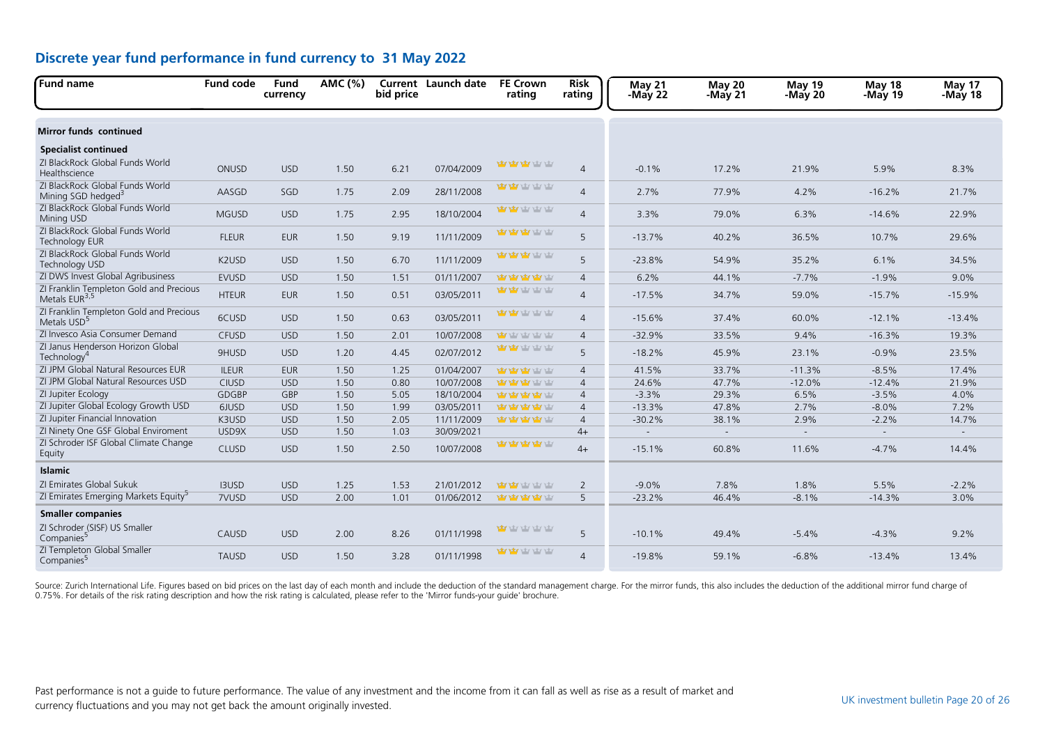## Discrete year fund performance in fund currency to 31 May 2022

| Fund name | Fund code | Fund currency | AMC (%) | Current bid price | Launch date | FE Crown rating | Risk rating | May 21 -May 22 | May 20 -May 21 | May 19 -May 20 | May 18 -May 19 | May 17 -May 18 |
|---|---|---|---|---|---|---|---|---|---|---|---|---|
| **Mirror funds continued** | | | | | | | | | | | | |
| **Specialist continued** | | | | | | | | | | | | |
| ZI BlackRock Global Funds World Healthscience | ONUSD | USD | 1.50 | 6.21 | 07/04/2009 | 3 | 4 | -0.1% | 17.2% | 21.9% | 5.9% | 8.3% |
| ZI BlackRock Global Funds World Mining SGD hedged[3] | AASGD | SGD | 1.75 | 2.09 | 28/11/2008 | 2 | 4 | 2.7% | 77.9% | 4.2% | -16.2% | 21.7% |
| ZI BlackRock Global Funds World Mining USD | MGUSD | USD | 1.75 | 2.95 | 18/10/2004 | 2 | 4 | 3.3% | 79.0% | 6.3% | -14.6% | 22.9% |
| ZI BlackRock Global Funds World Technology EUR | FLEUR | EUR | 1.50 | 9.19 | 11/11/2009 | 3 | 5 | -13.7% | 40.2% | 36.5% | 10.7% | 29.6% |
| ZI BlackRock Global Funds World Technology USD | K2USD | USD | 1.50 | 6.70 | 11/11/2009 | 3 | 5 | -23.8% | 54.9% | 35.2% | 6.1% | 34.5% |
| ZI DWS Invest Global Agribusiness | EVUSD | USD | 1.50 | 1.51 | 01/11/2007 | 4 | 4 | 6.2% | 44.1% | -7.7% | -1.9% | 9.0% |
| ZI Franklin Templeton Gold and Precious Metals EUR[3,5] | HTEUR | EUR | 1.50 | 0.51 | 03/05/2011 | 2 | 4 | -17.5% | 34.7% | 59.0% | -15.7% | -15.9% |
| ZI Franklin Templeton Gold and Precious Metals USD[5] | 6CUSD | USD | 1.50 | 0.63 | 03/05/2011 | 2 | 4 | -15.6% | 37.4% | 60.0% | -12.1% | -13.4% |
| ZI Invesco Asia Consumer Demand | CFUSD | USD | 1.50 | 2.01 | 10/07/2008 | 1 | 4 | -32.9% | 33.5% | 9.4% | -16.3% | 19.3% |
| ZI Janus Henderson Horizon Global Technology[4] | 9HUSD | USD | 1.20 | 4.45 | 02/07/2012 | 2 | 5 | -18.2% | 45.9% | 23.1% | -0.9% | 23.5% |
| ZI JPM Global Natural Resources EUR | ILEUR | EUR | 1.50 | 1.25 | 01/04/2007 | 3 | 4 | 41.5% | 33.7% | -11.3% | -8.5% | 17.4% |
| ZI JPM Global Natural Resources USD | CIUSD | USD | 1.50 | 0.80 | 10/07/2008 | 3 | 4 | 24.6% | 47.7% | -12.0% | -12.4% | 21.9% |
| ZI Jupiter Ecology | GDGBP | GBP | 1.50 | 5.05 | 18/10/2004 | 4 | 4 | -3.3% | 29.3% | 6.5% | -3.5% | 4.0% |
| ZI Jupiter Global Ecology Growth USD | 6JUSD | USD | 1.50 | 1.99 | 03/05/2011 | 4 | 4 | -13.3% | 47.8% | 2.7% | -8.0% | 7.2% |
| ZI Jupiter Financial Innovation | K3USD | USD | 1.50 | 2.05 | 11/11/2009 | 4 | 4 | -30.2% | 38.1% | 2.9% | -2.2% | 14.7% |
| ZI Ninety One GSF Global Enviroment | USD9X | USD | 1.50 | 1.03 | 30/09/2021 | | 4+ | - | - | - | - | - |
| ZI Schroder ISF Global Climate Change Equity | CLUSD | USD | 1.50 | 2.50 | 10/07/2008 | 4 | 4+ | -15.1% | 60.8% | 11.6% | -4.7% | 14.4% |
| **Islamic** | | | | | | | | | | | | |
| ZI Emirates Global Sukuk | I3USD | USD | 1.25 | 1.53 | 21/01/2012 | 2 | 2 | -9.0% | 7.8% | 1.8% | 5.5% | -2.2% |
| ZI Emirates Emerging Markets Equity[5] | 7VUSD | USD | 2.00 | 1.01 | 01/06/2012 | 4 | 5 | -23.2% | 46.4% | -8.1% | -14.3% | 3.0% |
| **Smaller companies** | | | | | | | | | | | | |
| ZI Schroder (SISF) US Smaller Companies[5] | CAUSD | USD | 2.00 | 8.26 | 01/11/1998 | 1 | 5 | -10.1% | 49.4% | -5.4% | -4.3% | 9.2% |
| ZI Templeton Global Smaller Companies[5] | TAUSD | USD | 1.50 | 3.28 | 01/11/1998 | 2 | 4 | -19.8% | 59.1% | -6.8% | -13.4% | 13.4% |

Source: Zurich International Life. Figures based on bid prices on the last day of each month and include the deduction of the standard management charge. For the mirror funds, this also includes the deduction of the additional mirror fund charge of 0.75%. For details of the risk rating description and how the risk rating is calculated, please refer to the 'Mirror funds-your guide' brochure.

Past performance is not a guide to future performance. The value of any investment and the income from it can fall as well as rise as a result of market and currency fluctuations and you may not get back the amount originally invested.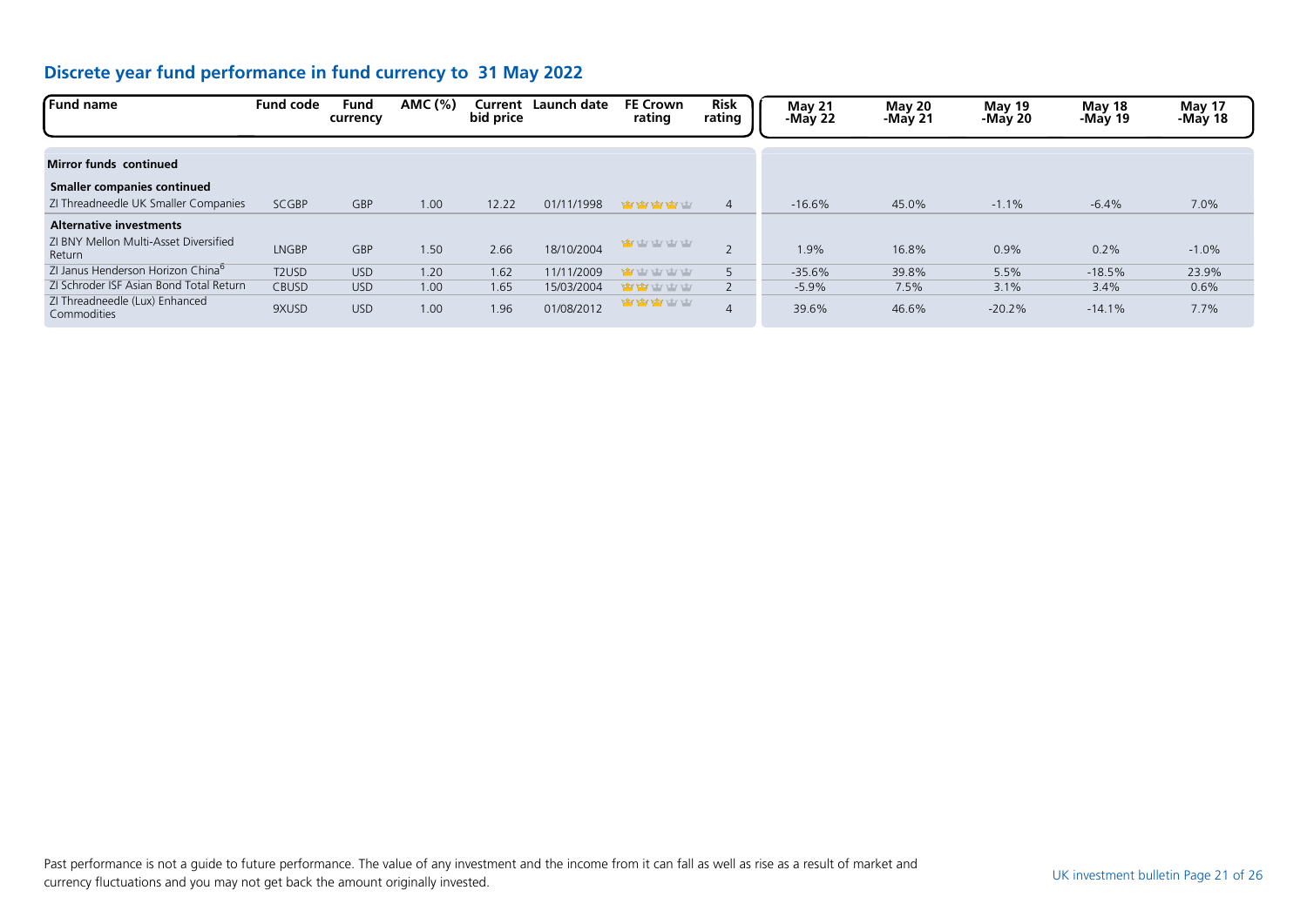## Discrete year fund performance in fund currency to 31 May 2022

| Fund name | Fund code | Fund currency | AMC (%) | Current bid price | Launch date | FE Crown rating | Risk rating | May 21 -May 22 | May 20 -May 21 | May 19 -May 20 | May 18 -May 19 | May 17 -May 18 |
|---|---|---|---|---|---|---|---|---|---|---|---|---|
| **Mirror funds continued** | | | | | | | | | | | | |
| **Smaller companies continued** | | | | | | | | | | | | |
| ZI Threadneedle UK Smaller Companies | SCGBP | GBP | 1.00 | 12.22 | 01/11/1998 | 4 | 4 | -16.6% | 45.0% | -1.1% | -6.4% | 7.0% |
| **Alternative investments** | | | | | | | | | | | | |
| ZI BNY Mellon Multi-Asset Diversified Return | LNGBP | GBP | 1.50 | 2.66 | 18/10/2004 | 1 | 2 | 1.9% | 16.8% | 0.9% | 0.2% | -1.0% |
| ZI Janus Henderson Horizon China[6] | T2USD | USD | 1.20 | 1.62 | 11/11/2009 | 1 | 5 | -35.6% | 39.8% | 5.5% | -18.5% | 23.9% |
| ZI Schroder ISF Asian Bond Total Return | CBUSD | USD | 1.00 | 1.65 | 15/03/2004 | 2 | 2 | -5.9% | 7.5% | 3.1% | 3.4% | 0.6% |
| ZI Threadneedle (Lux) Enhanced Commodities | 9XUSD | USD | 1.00 | 1.96 | 01/08/2012 | 3 | 4 | 39.6% | 46.6% | -20.2% | -14.1% | 7.7% |

Past performance is not a guide to future performance. The value of any investment and the income from it can fall as well as rise as a result of market and currency fluctuations and you may not get back the amount originally invested.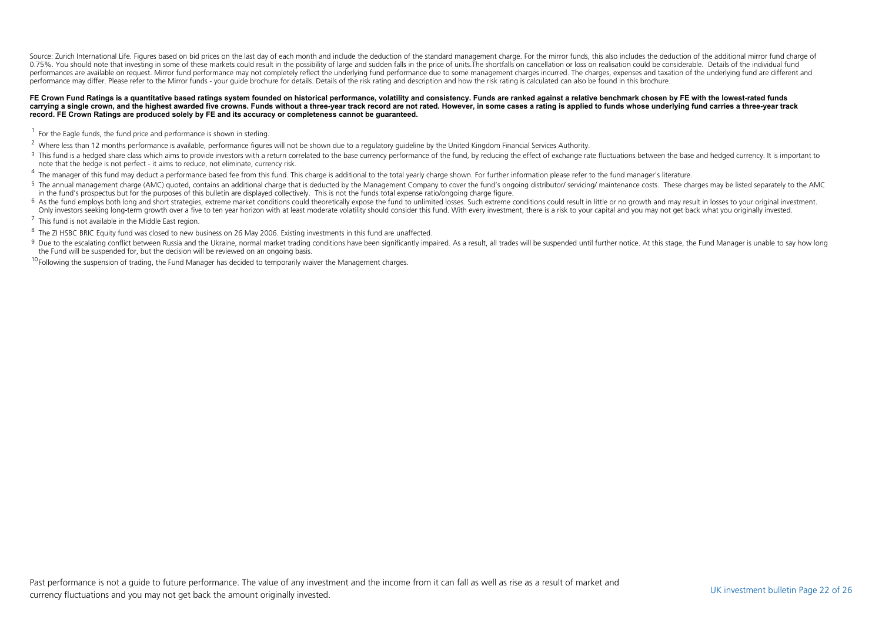Source: Zurich International Life. Figures based on bid prices on the last day of each month and include the deduction of the standard management charge. For the mirror funds, this also includes the deduction of the additional mirror fund charge of 0.75%. You should note that investing in some of these markets could result in the possibility of large and sudden falls in the price of units.The shortfalls on cancellation or loss on realisation could be considerable. Details of the individual fund performances are available on request. Mirror fund performance may not completely reflect the underlying fund performance due to some management charges incurred. The charges, expenses and taxation of the underlying fund are different and performance may differ. Please refer to the Mirror funds - your guide brochure for details. Details of the risk rating and description and how the risk rating is calculated can also be found in this brochure.

**FE Crown Fund Ratings is a quantitative based ratings system founded on historical performance, volatility and consistency. Funds are ranked against a relative benchmark chosen by FE with the lowest-rated funds carrying a single crown, and the highest awarded five crowns. Funds without a three-year track record are not rated. However, in some cases a rating is applied to funds whose underlying fund carries a three-year track record. FE Crown Ratings are produced solely by FE and its accuracy or completeness cannot be guaranteed.**

[1] For the Eagle funds, the fund price and performance is shown in sterling.

[2] Where less than 12 months performance is available, performance figures will not be shown due to a regulatory guideline by the United Kingdom Financial Services Authority.

[3] This fund is a hedged share class which aims to provide investors with a return correlated to the base currency performance of the fund, by reducing the effect of exchange rate fluctuations between the base and hedged currency. It is important to note that the hedge is not perfect - it aims to reduce, not eliminate, currency risk.

[4] The manager of this fund may deduct a performance based fee from this fund. This charge is additional to the total yearly charge shown. For further information please refer to the fund manager's literature.

[5] The annual management charge (AMC) quoted, contains an additional charge that is deducted by the Management Company to cover the fund's ongoing distributor/ servicing/ maintenance costs. These charges may be listed separately to the AMC in the fund's prospectus but for the purposes of this bulletin are displayed collectively. This is not the funds total expense ratio/ongoing charge figure.

[6] As the fund employs both long and short strategies, extreme market conditions could theoretically expose the fund to unlimited losses. Such extreme conditions could result in little or no growth and may result in losses to your original investment. Only investors seeking long-term growth over a five to ten year horizon with at least moderate volatility should consider this fund. With every investment, there is a risk to your capital and you may not get back what you originally invested.

[7] This fund is not available in the Middle East region.

[8] The ZI HSBC BRIC Equity fund was closed to new business on 26 May 2006. Existing investments in this fund are unaffected.

[9] Due to the escalating conflict between Russia and the Ukraine, normal market trading conditions have been significantly impaired. As a result, all trades will be suspended until further notice. At this stage, the Fund Manager is unable to say how long the Fund will be suspended for, but the decision will be reviewed on an ongoing basis.

[10] Following the suspension of trading, the Fund Manager has decided to temporarily waiver the Management charges.

Past performance is not a guide to future performance. The value of any investment and the income from it can fall as well as rise as a result of market and currency fluctuations and you may not get back the amount originally invested.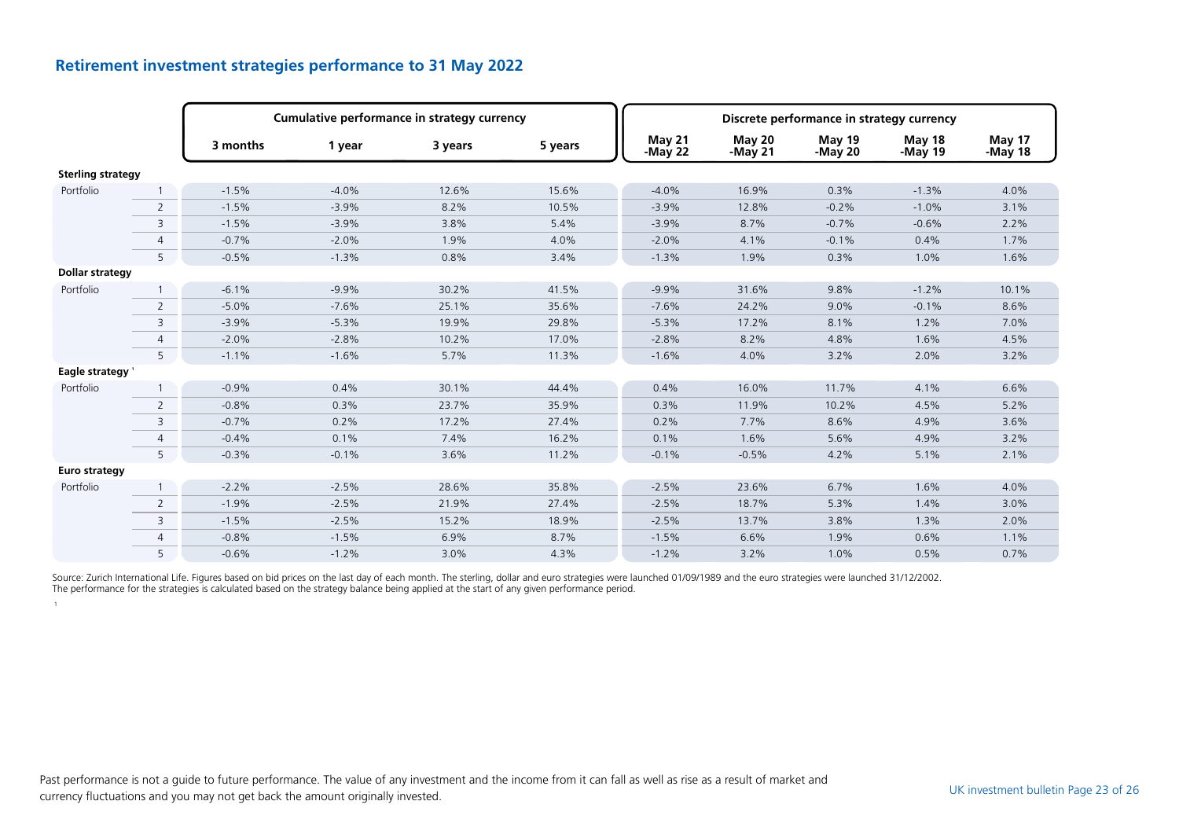## Retirement investment strategies performance to 31 May 2022

| | | Cumulative performance in strategy currency | | | | Discrete performance in strategy currency | | | | |
|---|---|---|---|---|---|---|---|---|---|---|
| | | 3 months | 1 year | 3 years | 5 years | May 21 -May 22 | May 20 -May 21 | May 19 -May 20 | May 18 -May 19 | May 17 -May 18 |
| **Sterling strategy** | | | | | | | | | | |
| Portfolio | 1 | -1.5% | -4.0% | 12.6% | 15.6% | -4.0% | 16.9% | 0.3% | -1.3% | 4.0% |
| | 2 | -1.5% | -3.9% | 8.2% | 10.5% | -3.9% | 12.8% | -0.2% | -1.0% | 3.1% |
| | 3 | -1.5% | -3.9% | 3.8% | 5.4% | -3.9% | 8.7% | -0.7% | -0.6% | 2.2% |
| | 4 | -0.7% | -2.0% | 1.9% | 4.0% | -2.0% | 4.1% | -0.1% | 0.4% | 1.7% |
| | 5 | -0.5% | -1.3% | 0.8% | 3.4% | -1.3% | 1.9% | 0.3% | 1.0% | 1.6% |
| **Dollar strategy** | | | | | | | | | | |
| Portfolio | 1 | -6.1% | -9.9% | 30.2% | 41.5% | -9.9% | 31.6% | 9.8% | -1.2% | 10.1% |
| | 2 | -5.0% | -7.6% | 25.1% | 35.6% | -7.6% | 24.2% | 9.0% | -0.1% | 8.6% |
| | 3 | -3.9% | -5.3% | 19.9% | 29.8% | -5.3% | 17.2% | 8.1% | 1.2% | 7.0% |
| | 4 | -2.0% | -2.8% | 10.2% | 17.0% | -2.8% | 8.2% | 4.8% | 1.6% | 4.5% |
| | 5 | -1.1% | -1.6% | 5.7% | 11.3% | -1.6% | 4.0% | 3.2% | 2.0% | 3.2% |
| **Eagle strategy** [1] | | | | | | | | | | |
| Portfolio | 1 | -0.9% | 0.4% | 30.1% | 44.4% | 0.4% | 16.0% | 11.7% | 4.1% | 6.6% |
| | 2 | -0.8% | 0.3% | 23.7% | 35.9% | 0.3% | 11.9% | 10.2% | 4.5% | 5.2% |
| | 3 | -0.7% | 0.2% | 17.2% | 27.4% | 0.2% | 7.7% | 8.6% | 4.9% | 3.6% |
| | 4 | -0.4% | 0.1% | 7.4% | 16.2% | 0.1% | 1.6% | 5.6% | 4.9% | 3.2% |
| | 5 | -0.3% | -0.1% | 3.6% | 11.2% | -0.1% | -0.5% | 4.2% | 5.1% | 2.1% |
| **Euro strategy** | | | | | | | | | | |
| Portfolio | 1 | -2.2% | -2.5% | 28.6% | 35.8% | -2.5% | 23.6% | 6.7% | 1.6% | 4.0% |
| | 2 | -1.9% | -2.5% | 21.9% | 27.4% | -2.5% | 18.7% | 5.3% | 1.4% | 3.0% |
| | 3 | -1.5% | -2.5% | 15.2% | 18.9% | -2.5% | 13.7% | 3.8% | 1.3% | 2.0% |
| | 4 | -0.8% | -1.5% | 6.9% | 8.7% | -1.5% | 6.6% | 1.9% | 0.6% | 1.1% |
| | 5 | -0.6% | -1.2% | 3.0% | 4.3% | -1.2% | 3.2% | 1.0% | 0.5% | 0.7% |

Source: Zurich International Life. Figures based on bid prices on the last day of each month. The sterling, dollar and euro strategies were launched 01/09/1989 and the euro strategies were launched 31/12/2002. The performance for the strategies is calculated based on the strategy balance being applied at the start of any given performance period.

[1]

Past performance is not a guide to future performance. The value of any investment and the income from it can fall as well as rise as a result of market and currency fluctuations and you may not get back the amount originally invested.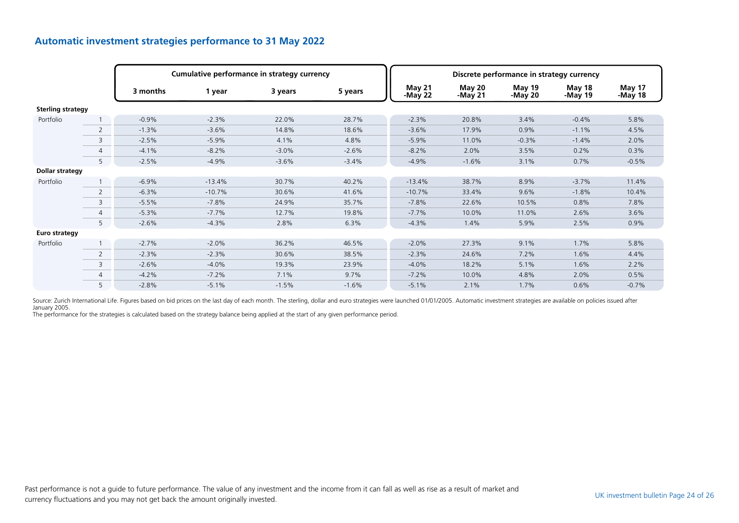## Automatic investment strategies performance to 31 May 2022

| | | Cumulative performance in strategy currency | | | | Discrete performance in strategy currency | | | | |
|---|---|---|---|---|---|---|---|---|---|---|
| | | 3 months | 1 year | 3 years | 5 years | May 21 -May 22 | May 20 -May 21 | May 19 -May 20 | May 18 -May 19 | May 17 -May 18 |
| **Sterling strategy** | | | | | | | | | | |
| Portfolio | 1 | -0.9% | -2.3% | 22.0% | 28.7% | -2.3% | 20.8% | 3.4% | -0.4% | 5.8% |
| | 2 | -1.3% | -3.6% | 14.8% | 18.6% | -3.6% | 17.9% | 0.9% | -1.1% | 4.5% |
| | 3 | -2.5% | -5.9% | 4.1% | 4.8% | -5.9% | 11.0% | -0.3% | -1.4% | 2.0% |
| | 4 | -4.1% | -8.2% | -3.0% | -2.6% | -8.2% | 2.0% | 3.5% | 0.2% | 0.3% |
| | 5 | -2.5% | -4.9% | -3.6% | -3.4% | -4.9% | -1.6% | 3.1% | 0.7% | -0.5% |
| **Dollar strategy** | | | | | | | | | | |
| Portfolio | 1 | -6.9% | -13.4% | 30.7% | 40.2% | -13.4% | 38.7% | 8.9% | -3.7% | 11.4% |
| | 2 | -6.3% | -10.7% | 30.6% | 41.6% | -10.7% | 33.4% | 9.6% | -1.8% | 10.4% |
| | 3 | -5.5% | -7.8% | 24.9% | 35.7% | -7.8% | 22.6% | 10.5% | 0.8% | 7.8% |
| | 4 | -5.3% | -7.7% | 12.7% | 19.8% | -7.7% | 10.0% | 11.0% | 2.6% | 3.6% |
| | 5 | -2.6% | -4.3% | 2.8% | 6.3% | -4.3% | 1.4% | 5.9% | 2.5% | 0.9% |
| **Euro strategy** | | | | | | | | | | |
| Portfolio | 1 | -2.7% | -2.0% | 36.2% | 46.5% | -2.0% | 27.3% | 9.1% | 1.7% | 5.8% |
| | 2 | -2.3% | -2.3% | 30.6% | 38.5% | -2.3% | 24.6% | 7.2% | 1.6% | 4.4% |
| | 3 | -2.6% | -4.0% | 19.3% | 23.9% | -4.0% | 18.2% | 5.1% | 1.6% | 2.2% |
| | 4 | -4.2% | -7.2% | 7.1% | 9.7% | -7.2% | 10.0% | 4.8% | 2.0% | 0.5% |
| | 5 | -2.8% | -5.1% | -1.5% | -1.6% | -5.1% | 2.1% | 1.7% | 0.6% | -0.7% |

Source: Zurich International Life. Figures based on bid prices on the last day of each month. The sterling, dollar and euro strategies were launched 01/01/2005. Automatic investment strategies are available on policies issued after January 2005.
The performance for the strategies is calculated based on the strategy balance being applied at the start of any given performance period.

Past performance is not a guide to future performance. The value of any investment and the income from it can fall as well as rise as a result of market and currency fluctuations and you may not get back the amount originally invested.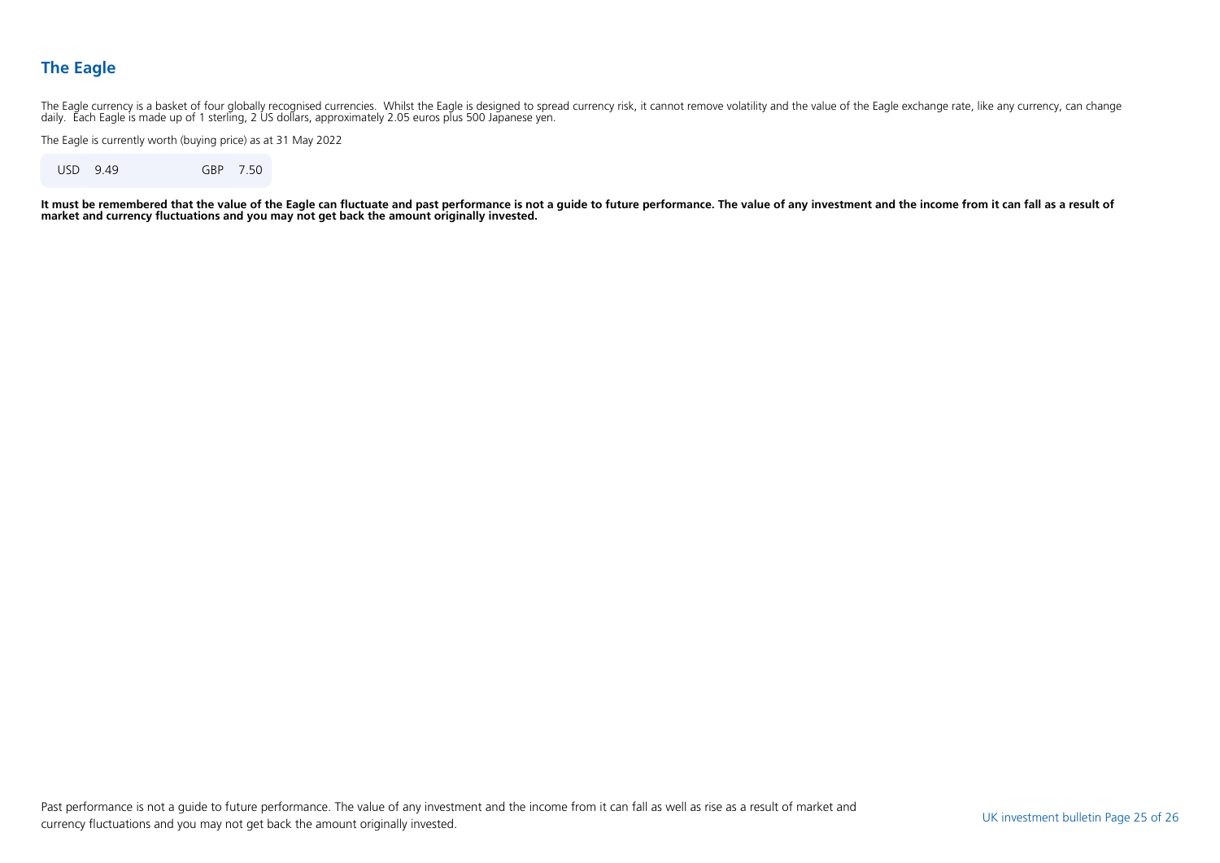## The Eagle

The Eagle currency is a basket of four globally recognised currencies. Whilst the Eagle is designed to spread currency risk, it cannot remove volatility and the value of the Eagle exchange rate, like any currency, can change daily. Each Eagle is made up of 1 sterling, 2 US dollars, approximately 2.05 euros plus 500 Japanese yen.

The Eagle is currently worth (buying price) as at 31 May 2022

| USD | 9.49 | GBP | 7.50 |
|---|---|---|---|

**It must be remembered that the value of the Eagle can fluctuate and past performance is not a guide to future performance. The value of any investment and the income from it can fall as a result of market and currency fluctuations and you may not get back the amount originally invested.**

Past performance is not a guide to future performance. The value of any investment and the income from it can fall as well as rise as a result of market and currency fluctuations and you may not get back the amount originally invested.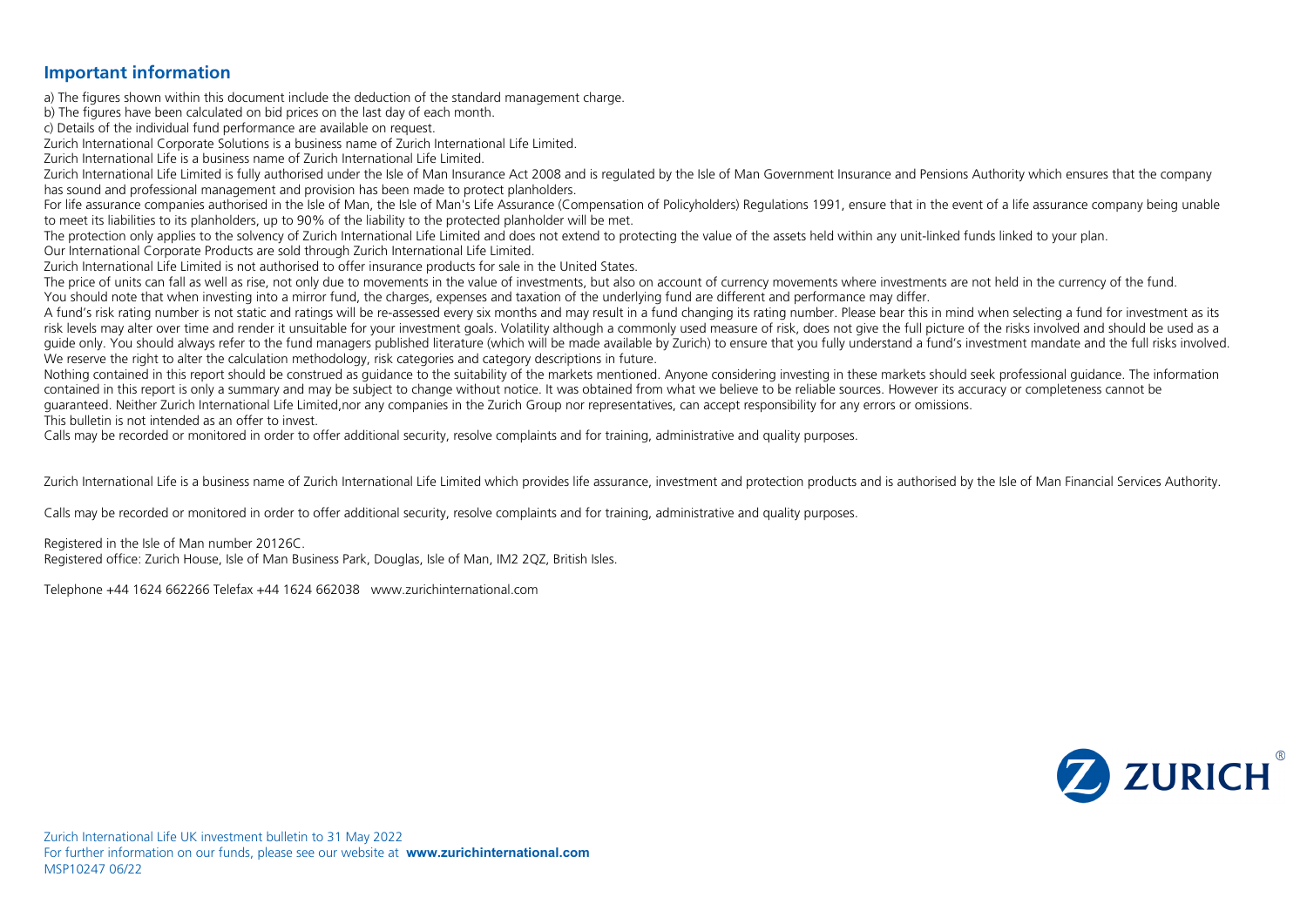## Important information

a) The figures shown within this document include the deduction of the standard management charge.
b) The figures have been calculated on bid prices on the last day of each month.
c) Details of the individual fund performance are available on request.
Zurich International Corporate Solutions is a business name of Zurich International Life Limited.
Zurich International Life is a business name of Zurich International Life Limited.
Zurich International Life Limited is fully authorised under the Isle of Man Insurance Act 2008 and is regulated by the Isle of Man Government Insurance and Pensions Authority which ensures that the company has sound and professional management and provision has been made to protect planholders.
For life assurance companies authorised in the Isle of Man, the Isle of Man's Life Assurance (Compensation of Policyholders) Regulations 1991, ensure that in the event of a life assurance company being unable to meet its liabilities to its planholders, up to 90% of the liability to the protected planholder will be met.
The protection only applies to the solvency of Zurich International Life Limited and does not extend to protecting the value of the assets held within any unit-linked funds linked to your plan.
Our International Corporate Products are sold through Zurich International Life Limited.
Zurich International Life Limited is not authorised to offer insurance products for sale in the United States.
The price of units can fall as well as rise, not only due to movements in the value of investments, but also on account of currency movements where investments are not held in the currency of the fund.
You should note that when investing into a mirror fund, the charges, expenses and taxation of the underlying fund are different and performance may differ.
A fund's risk rating number is not static and ratings will be re-assessed every six months and may result in a fund changing its rating number. Please bear this in mind when selecting a fund for investment as its risk levels may alter over time and render it unsuitable for your investment goals. Volatility although a commonly used measure of risk, does not give the full picture of the risks involved and should be used as a guide only. You should always refer to the fund managers published literature (which will be made available by Zurich) to ensure that you fully understand a fund's investment mandate and the full risks involved.
We reserve the right to alter the calculation methodology, risk categories and category descriptions in future.
Nothing contained in this report should be construed as guidance to the suitability of the markets mentioned. Anyone considering investing in these markets should seek professional guidance. The information contained in this report is only a summary and may be subject to change without notice. It was obtained from what we believe to be reliable sources. However its accuracy or completeness cannot be guaranteed. Neither Zurich International Life Limited,nor any companies in the Zurich Group nor representatives, can accept responsibility for any errors or omissions.
This bulletin is not intended as an offer to invest.
Calls may be recorded or monitored in order to offer additional security, resolve complaints and for training, administrative and quality purposes.

Zurich International Life is a business name of Zurich International Life Limited which provides life assurance, investment and protection products and is authorised by the Isle of Man Financial Services Authority.

Calls may be recorded or monitored in order to offer additional security, resolve complaints and for training, administrative and quality purposes.

Registered in the Isle of Man number 20126C.
Registered office: Zurich House, Isle of Man Business Park, Douglas, Isle of Man, IM2 2QZ, British Isles.

Telephone +44 1624 662266 Telefax +44 1624 662038 www.zurichinternational.com

ZURICH®

Zurich International Life UK investment bulletin to 31 May 2022
For further information on our funds, please see our website at **www.zurichinternational.com**
MSP10247 06/22